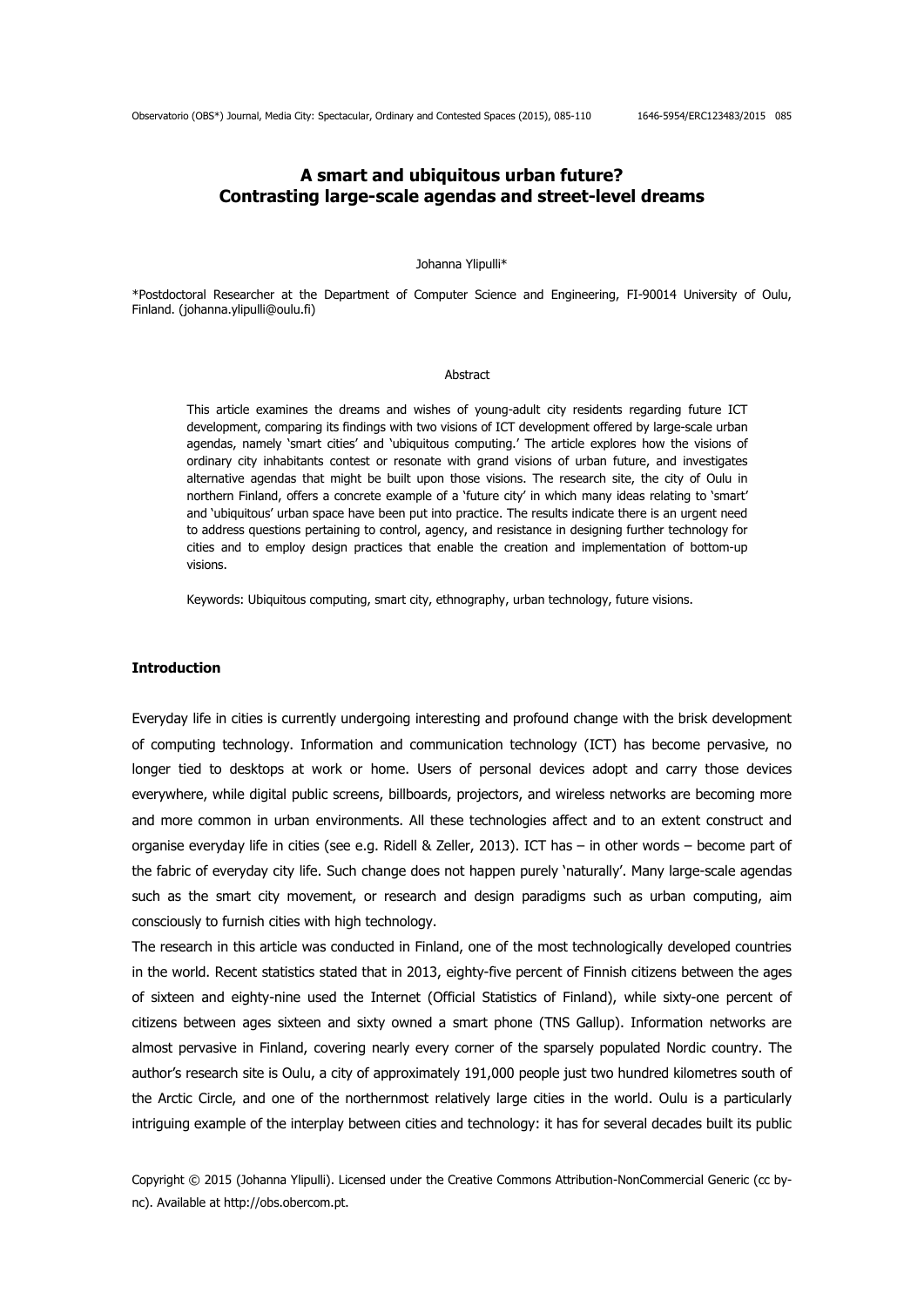# A smart and ubiquitous urban future? Contrasting large-scale agendas and street-level dreams

Johanna Ylipulli*

*Postdoctoral Researcher at the Department of Computer Science and Engineering, FI-90014 University of Oulu, Finland. (johanna.ylipulli@oulu.fi)

## Abstract

This article examines the dreams and wishes of young-adult city residents regarding future ICT development, comparing its findings with two visions of ICT development offered by large-scale urban agendas, namely 'smart cities' and 'ubiquitous computing.' The article explores how the visions of ordinary city inhabitants contest or resonate with grand visions of urban future, and investigates alternative agendas that might be built upon those visions. The research site, the city of Oulu in northern Finland, offers a concrete example of a 'future city' in which many ideas relating to 'smart' and 'ubiquitous' urban space have been put into practice. The results indicate there is an urgent need to address questions pertaining to control, agency, and resistance in designing further technology for cities and to employ design practices that enable the creation and implementation of bottom-up visions.

Keywords: Ubiquitous computing, smart city, ethnography, urban technology, future visions.

## Introduction

Everyday life in cities is currently undergoing interesting and profound change with the brisk development of computing technology. Information and communication technology (ICT) has become pervasive, no longer tied to desktops at work or home. Users of personal devices adopt and carry those devices everywhere, while digital public screens, billboards, projectors, and wireless networks are becoming more and more common in urban environments. All these technologies affect and to an extent construct and organise everyday life in cities (see e.g. Ridell & Zeller, 2013). ICT has – in other words – become part of the fabric of everyday city life. Such change does not happen purely 'naturally'. Many large-scale agendas such as the smart city movement, or research and design paradigms such as urban computing, aim consciously to furnish cities with high technology.

The research in this article was conducted in Finland, one of the most technologically developed countries in the world. Recent statistics stated that in 2013, eighty-five percent of Finnish citizens between the ages of sixteen and eighty-nine used the Internet (Official Statistics of Finland), while sixty-one percent of citizens between ages sixteen and sixty owned a smart phone (TNS Gallup). Information networks are almost pervasive in Finland, covering nearly every corner of the sparsely populated Nordic country. The author's research site is Oulu, a city of approximately 191,000 people just two hundred kilometres south of the Arctic Circle, and one of the northernmost relatively large cities in the world. Oulu is a particularly intriguing example of the interplay between cities and technology: it has for several decades built its public

Copyright © 2015 (Johanna Ylipulli). Licensed under the Creative Commons Attribution-NonCommercial Generic (cc by-nc). Available at http://obs.obercom.pt.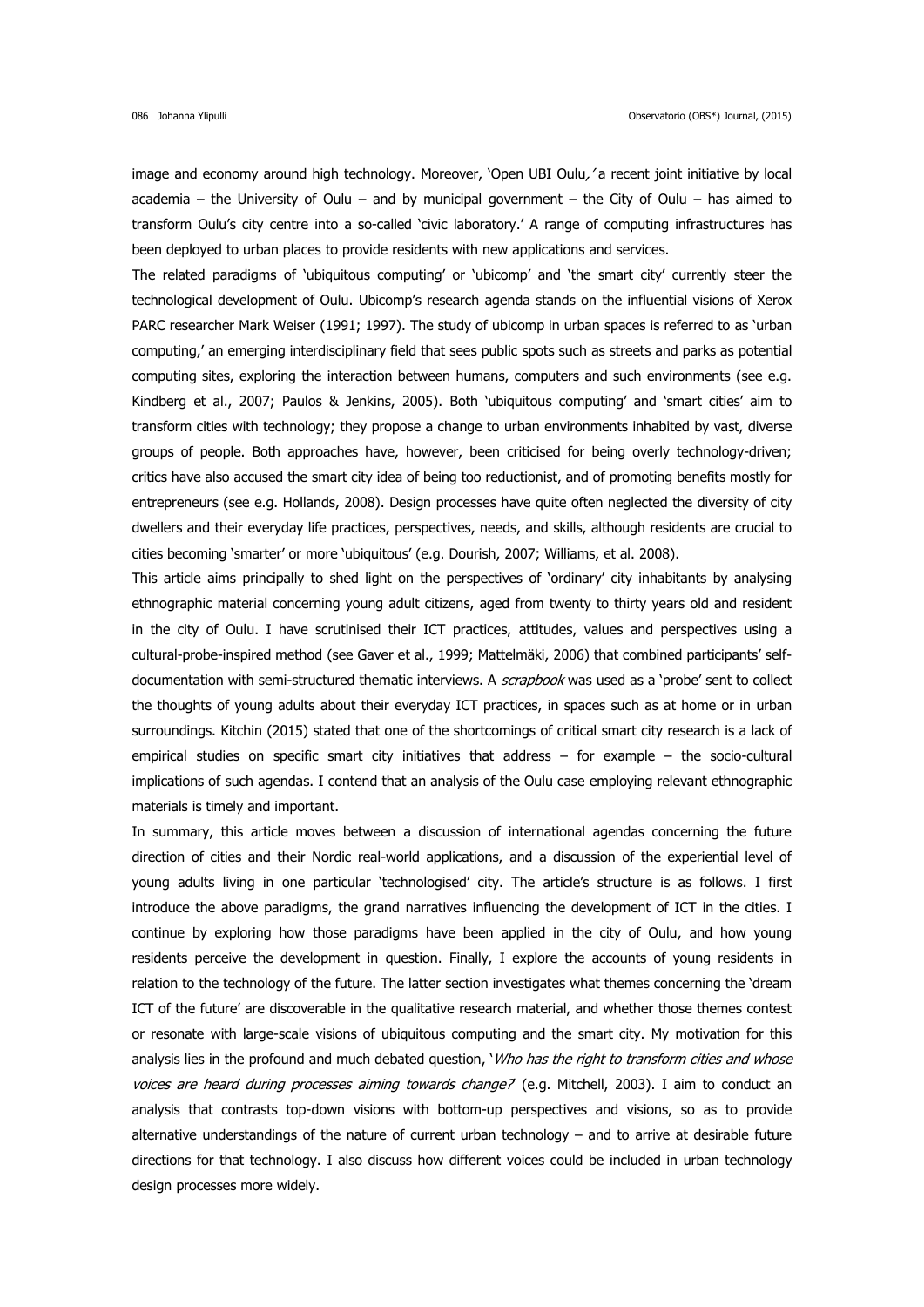image and economy around high technology. Moreover, 'Open UBI Oulu,' a recent joint initiative by local academia – the University of Oulu – and by municipal government – the City of Oulu – has aimed to transform Oulu's city centre into a so-called 'civic laboratory.' A range of computing infrastructures has been deployed to urban places to provide residents with new applications and services.

The related paradigms of 'ubiquitous computing' or 'ubicomp' and 'the smart city' currently steer the technological development of Oulu. Ubicomp's research agenda stands on the influential visions of Xerox PARC researcher Mark Weiser (1991; 1997). The study of ubicomp in urban spaces is referred to as 'urban computing,' an emerging interdisciplinary field that sees public spots such as streets and parks as potential computing sites, exploring the interaction between humans, computers and such environments (see e.g. Kindberg et al., 2007; Paulos & Jenkins, 2005). Both 'ubiquitous computing' and 'smart cities' aim to transform cities with technology; they propose a change to urban environments inhabited by vast, diverse groups of people. Both approaches have, however, been criticised for being overly technology-driven; critics have also accused the smart city idea of being too reductionist, and of promoting benefits mostly for entrepreneurs (see e.g. Hollands, 2008). Design processes have quite often neglected the diversity of city dwellers and their everyday life practices, perspectives, needs, and skills, although residents are crucial to cities becoming 'smarter' or more 'ubiquitous' (e.g. Dourish, 2007; Williams, et al. 2008).

This article aims principally to shed light on the perspectives of 'ordinary' city inhabitants by analysing ethnographic material concerning young adult citizens, aged from twenty to thirty years old and resident in the city of Oulu. I have scrutinised their ICT practices, attitudes, values and perspectives using a cultural-probe-inspired method (see Gaver et al., 1999; Mattelmäki, 2006) that combined participants' self-documentation with semi-structured thematic interviews. A *scrapbook* was used as a 'probe' sent to collect the thoughts of young adults about their everyday ICT practices, in spaces such as at home or in urban surroundings. Kitchin (2015) stated that one of the shortcomings of critical smart city research is a lack of empirical studies on specific smart city initiatives that address – for example – the socio-cultural implications of such agendas. I contend that an analysis of the Oulu case employing relevant ethnographic materials is timely and important.

In summary, this article moves between a discussion of international agendas concerning the future direction of cities and their Nordic real-world applications, and a discussion of the experiential level of young adults living in one particular 'technologised' city. The article's structure is as follows. I first introduce the above paradigms, the grand narratives influencing the development of ICT in the cities. I continue by exploring how those paradigms have been applied in the city of Oulu, and how young residents perceive the development in question. Finally, I explore the accounts of young residents in relation to the technology of the future. The latter section investigates what themes concerning the 'dream ICT of the future' are discoverable in the qualitative research material, and whether those themes contest or resonate with large-scale visions of ubiquitous computing and the smart city. My motivation for this analysis lies in the profound and much debated question, '*Who has the right to transform cities and whose voices are heard during processes aiming towards change?*' (e.g. Mitchell, 2003). I aim to conduct an analysis that contrasts top-down visions with bottom-up perspectives and visions, so as to provide alternative understandings of the nature of current urban technology – and to arrive at desirable future directions for that technology. I also discuss how different voices could be included in urban technology design processes more widely.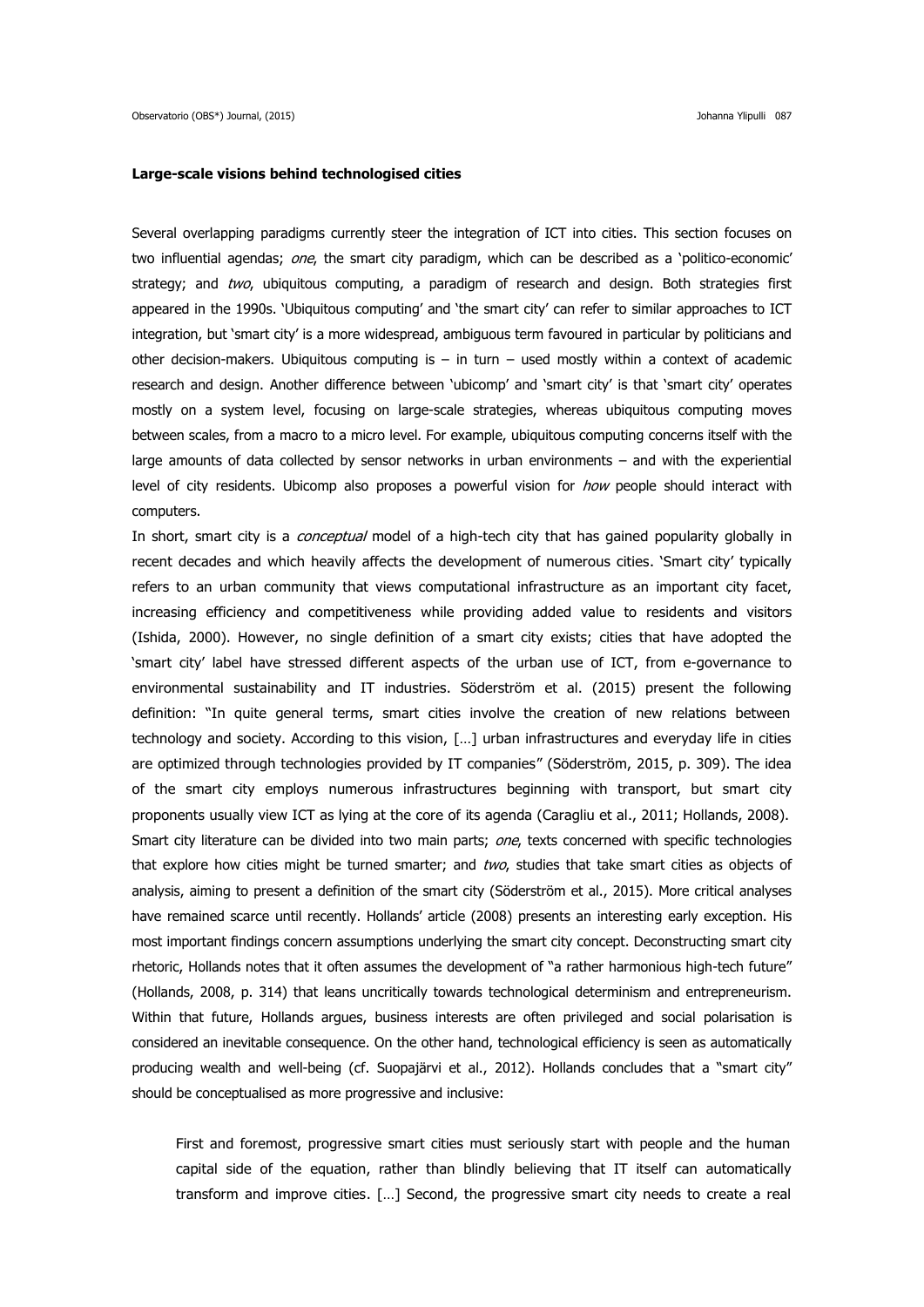**Large-scale visions behind technologised cities**

Several overlapping paradigms currently steer the integration of ICT into cities. This section focuses on two influential agendas; *one*, the smart city paradigm, which can be described as a 'politico-economic' strategy; and *two*, ubiquitous computing, a paradigm of research and design. Both strategies first appeared in the 1990s. 'Ubiquitous computing' and 'the smart city' can refer to similar approaches to ICT integration, but 'smart city' is a more widespread, ambiguous term favoured in particular by politicians and other decision-makers. Ubiquitous computing is – in turn – used mostly within a context of academic research and design. Another difference between 'ubicomp' and 'smart city' is that 'smart city' operates mostly on a system level, focusing on large-scale strategies, whereas ubiquitous computing moves between scales, from a macro to a micro level. For example, ubiquitous computing concerns itself with the large amounts of data collected by sensor networks in urban environments – and with the experiential level of city residents. Ubicomp also proposes a powerful vision for *how* people should interact with computers.

In short, smart city is a *conceptual* model of a high-tech city that has gained popularity globally in recent decades and which heavily affects the development of numerous cities. 'Smart city' typically refers to an urban community that views computational infrastructure as an important city facet, increasing efficiency and competitiveness while providing added value to residents and visitors (Ishida, 2000). However, no single definition of a smart city exists; cities that have adopted the 'smart city' label have stressed different aspects of the urban use of ICT, from e-governance to environmental sustainability and IT industries. Söderström et al. (2015) present the following definition: "In quite general terms, smart cities involve the creation of new relations between technology and society. According to this vision, […] urban infrastructures and everyday life in cities are optimized through technologies provided by IT companies" (Söderström, 2015, p. 309). The idea of the smart city employs numerous infrastructures beginning with transport, but smart city proponents usually view ICT as lying at the core of its agenda (Caragliu et al., 2011; Hollands, 2008). Smart city literature can be divided into two main parts; *one*, texts concerned with specific technologies that explore how cities might be turned smarter; and *two*, studies that take smart cities as objects of analysis, aiming to present a definition of the smart city (Söderström et al., 2015). More critical analyses have remained scarce until recently. Hollands' article (2008) presents an interesting early exception. His most important findings concern assumptions underlying the smart city concept. Deconstructing smart city rhetoric, Hollands notes that it often assumes the development of "a rather harmonious high-tech future" (Hollands, 2008, p. 314) that leans uncritically towards technological determinism and entrepreneurism. Within that future, Hollands argues, business interests are often privileged and social polarisation is considered an inevitable consequence. On the other hand, technological efficiency is seen as automatically producing wealth and well-being (cf. Suopajärvi et al., 2012). Hollands concludes that a "smart city" should be conceptualised as more progressive and inclusive:

> First and foremost, progressive smart cities must seriously start with people and the human capital side of the equation, rather than blindly believing that IT itself can automatically transform and improve cities. […] Second, the progressive smart city needs to create a real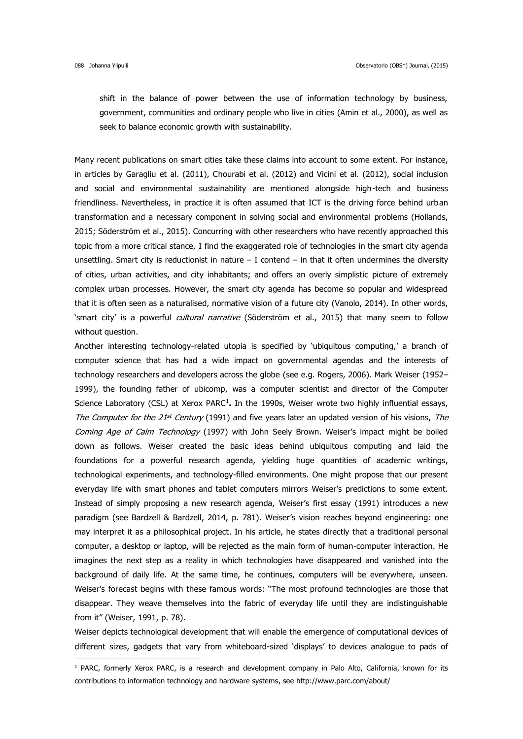shift in the balance of power between the use of information technology by business, government, communities and ordinary people who live in cities (Amin et al., 2000), as well as seek to balance economic growth with sustainability.

Many recent publications on smart cities take these claims into account to some extent. For instance, in articles by Garagliu et al. (2011), Chourabi et al. (2012) and Vicini et al. (2012), social inclusion and social and environmental sustainability are mentioned alongside high-tech and business friendliness. Nevertheless, in practice it is often assumed that ICT is the driving force behind urban transformation and a necessary component in solving social and environmental problems (Hollands, 2015; Söderström et al., 2015). Concurring with other researchers who have recently approached this topic from a more critical stance, I find the exaggerated role of technologies in the smart city agenda unsettling. Smart city is reductionist in nature – I contend – in that it often undermines the diversity of cities, urban activities, and city inhabitants; and offers an overly simplistic picture of extremely complex urban processes. However, the smart city agenda has become so popular and widespread that it is often seen as a naturalised, normative vision of a future city (Vanolo, 2014). In other words, 'smart city' is a powerful *cultural narrative* (Söderström et al., 2015) that many seem to follow without question.

Another interesting technology-related utopia is specified by 'ubiquitous computing,' a branch of computer science that has had a wide impact on governmental agendas and the interests of technology researchers and developers across the globe (see e.g. Rogers, 2006). Mark Weiser (1952–1999), the founding father of ubicomp, was a computer scientist and director of the Computer Science Laboratory (CSL) at Xerox PARC[1]**.** In the 1990s, Weiser wrote two highly influential essays, *The Computer for the 21st Century* (1991) and five years later an updated version of his visions, *The Coming Age of Calm Technology* (1997) with John Seely Brown. Weiser's impact might be boiled down as follows. Weiser created the basic ideas behind ubiquitous computing and laid the foundations for a powerful research agenda, yielding huge quantities of academic writings, technological experiments, and technology-filled environments. One might propose that our present everyday life with smart phones and tablet computers mirrors Weiser's predictions to some extent. Instead of simply proposing a new research agenda, Weiser's first essay (1991) introduces a new paradigm (see Bardzell & Bardzell, 2014, p. 781). Weiser's vision reaches beyond engineering: one may interpret it as a philosophical project. In his article, he states directly that a traditional personal computer, a desktop or laptop, will be rejected as the main form of human-computer interaction. He imagines the next step as a reality in which technologies have disappeared and vanished into the background of daily life. At the same time, he continues, computers will be everywhere, unseen. Weiser's forecast begins with these famous words: "The most profound technologies are those that disappear. They weave themselves into the fabric of everyday life until they are indistinguishable from it" (Weiser, 1991, p. 78).

Weiser depicts technological development that will enable the emergence of computational devices of different sizes, gadgets that vary from whiteboard-sized 'displays' to devices analogue to pads of

[1] PARC, formerly Xerox PARC, is a research and development company in Palo Alto, California, known for its contributions to information technology and hardware systems, see http://www.parc.com/about/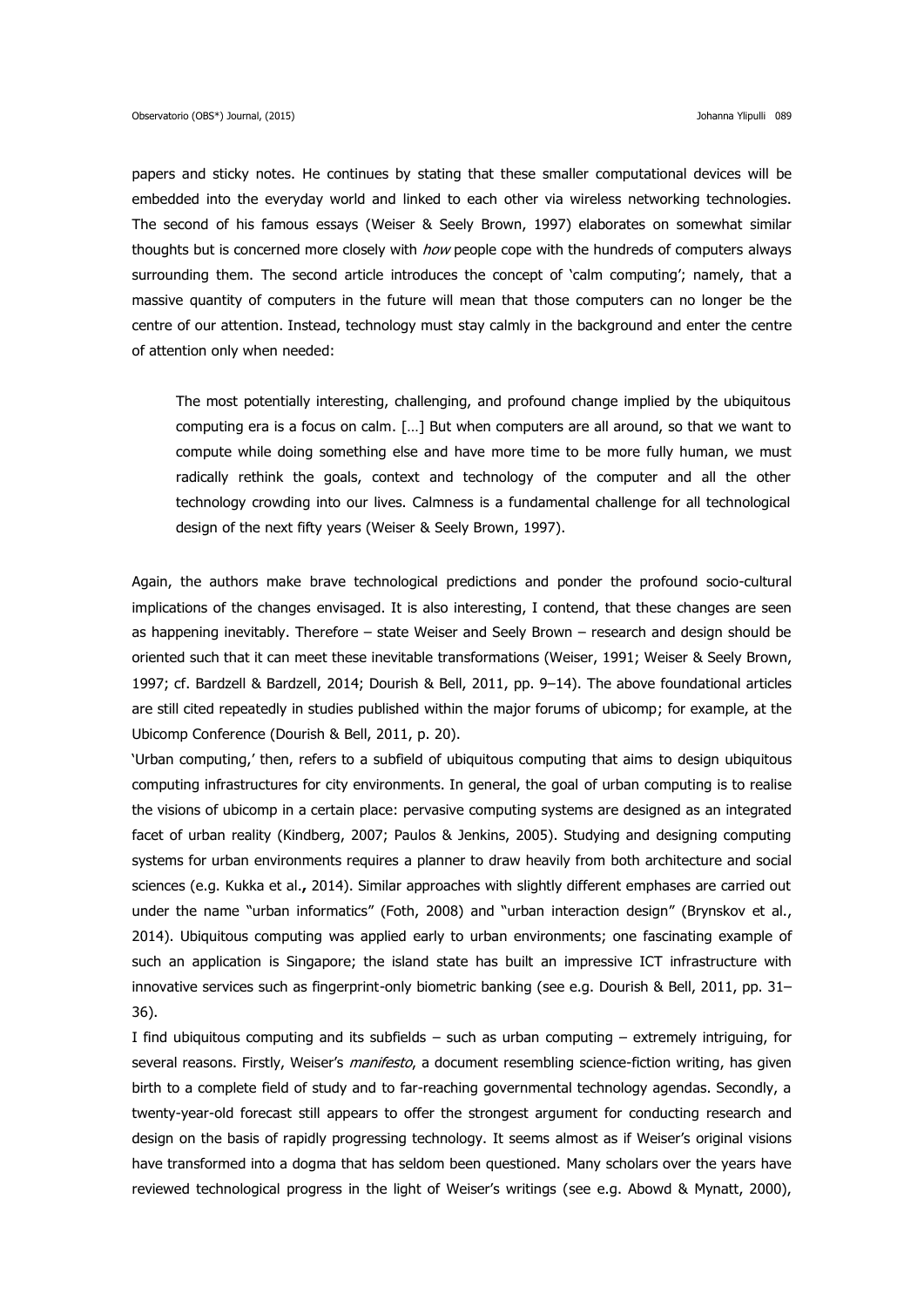papers and sticky notes. He continues by stating that these smaller computational devices will be embedded into the everyday world and linked to each other via wireless networking technologies. The second of his famous essays (Weiser & Seely Brown, 1997) elaborates on somewhat similar thoughts but is concerned more closely with *how* people cope with the hundreds of computers always surrounding them. The second article introduces the concept of 'calm computing'; namely, that a massive quantity of computers in the future will mean that those computers can no longer be the centre of our attention. Instead, technology must stay calmly in the background and enter the centre of attention only when needed:

> The most potentially interesting, challenging, and profound change implied by the ubiquitous computing era is a focus on calm. […] But when computers are all around, so that we want to compute while doing something else and have more time to be more fully human, we must radically rethink the goals, context and technology of the computer and all the other technology crowding into our lives. Calmness is a fundamental challenge for all technological design of the next fifty years (Weiser & Seely Brown, 1997).

Again, the authors make brave technological predictions and ponder the profound socio-cultural implications of the changes envisaged. It is also interesting, I contend, that these changes are seen as happening inevitably. Therefore – state Weiser and Seely Brown – research and design should be oriented such that it can meet these inevitable transformations (Weiser, 1991; Weiser & Seely Brown, 1997; cf. Bardzell & Bardzell, 2014; Dourish & Bell, 2011, pp. 9–14). The above foundational articles are still cited repeatedly in studies published within the major forums of ubicomp; for example, at the Ubicomp Conference (Dourish & Bell, 2011, p. 20).

'Urban computing,' then, refers to a subfield of ubiquitous computing that aims to design ubiquitous computing infrastructures for city environments. In general, the goal of urban computing is to realise the visions of ubicomp in a certain place: pervasive computing systems are designed as an integrated facet of urban reality (Kindberg, 2007; Paulos & Jenkins, 2005). Studying and designing computing systems for urban environments requires a planner to draw heavily from both architecture and social sciences (e.g. Kukka et al.**,** 2014). Similar approaches with slightly different emphases are carried out under the name "urban informatics" (Foth, 2008) and "urban interaction design" (Brynskov et al., 2014). Ubiquitous computing was applied early to urban environments; one fascinating example of such an application is Singapore; the island state has built an impressive ICT infrastructure with innovative services such as fingerprint-only biometric banking (see e.g. Dourish & Bell, 2011, pp. 31–36).

I find ubiquitous computing and its subfields – such as urban computing – extremely intriguing, for several reasons. Firstly, Weiser's *manifesto*, a document resembling science-fiction writing, has given birth to a complete field of study and to far-reaching governmental technology agendas. Secondly, a twenty-year-old forecast still appears to offer the strongest argument for conducting research and design on the basis of rapidly progressing technology. It seems almost as if Weiser's original visions have transformed into a dogma that has seldom been questioned. Many scholars over the years have reviewed technological progress in the light of Weiser's writings (see e.g. Abowd & Mynatt, 2000),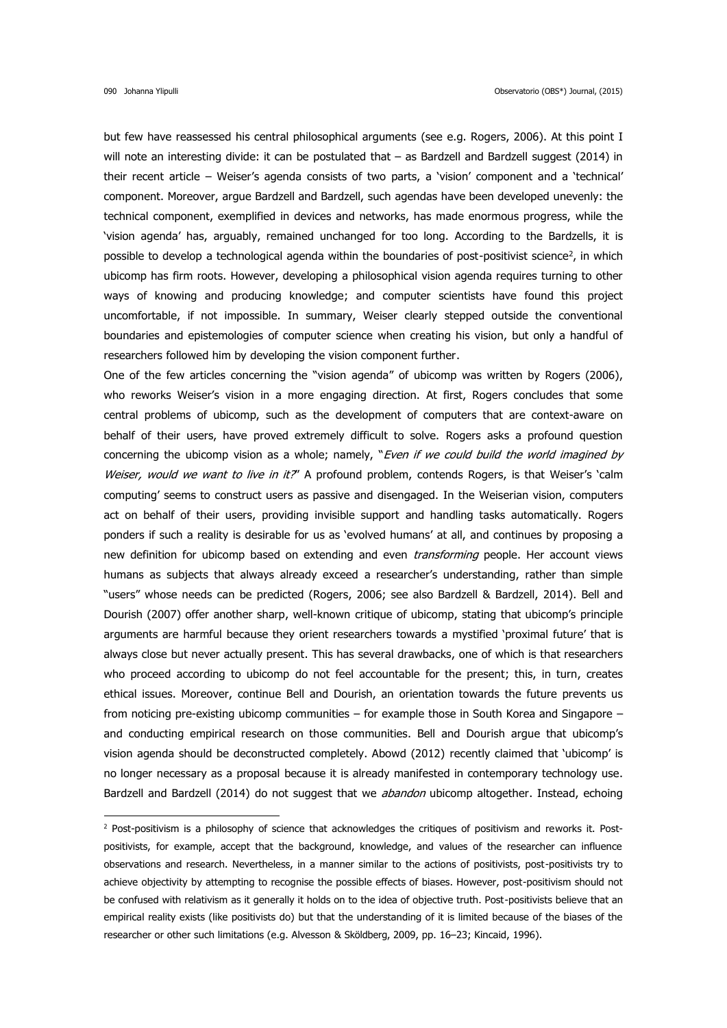but few have reassessed his central philosophical arguments (see e.g. Rogers, 2006). At this point I will note an interesting divide: it can be postulated that – as Bardzell and Bardzell suggest (2014) in their recent article – Weiser's agenda consists of two parts, a 'vision' component and a 'technical' component. Moreover, argue Bardzell and Bardzell, such agendas have been developed unevenly: the technical component, exemplified in devices and networks, has made enormous progress, while the 'vision agenda' has, arguably, remained unchanged for too long. According to the Bardzells, it is possible to develop a technological agenda within the boundaries of post-positivist science[2], in which ubicomp has firm roots. However, developing a philosophical vision agenda requires turning to other ways of knowing and producing knowledge; and computer scientists have found this project uncomfortable, if not impossible. In summary, Weiser clearly stepped outside the conventional boundaries and epistemologies of computer science when creating his vision, but only a handful of researchers followed him by developing the vision component further.

One of the few articles concerning the "vision agenda" of ubicomp was written by Rogers (2006), who reworks Weiser's vision in a more engaging direction. At first, Rogers concludes that some central problems of ubicomp, such as the development of computers that are context-aware on behalf of their users, have proved extremely difficult to solve. Rogers asks a profound question concerning the ubicomp vision as a whole; namely, "*Even if we could build the world imagined by Weiser, would we want to live in it?*" A profound problem, contends Rogers, is that Weiser's 'calm computing' seems to construct users as passive and disengaged. In the Weiserian vision, computers act on behalf of their users, providing invisible support and handling tasks automatically. Rogers ponders if such a reality is desirable for us as 'evolved humans' at all, and continues by proposing a new definition for ubicomp based on extending and even *transforming* people. Her account views humans as subjects that always already exceed a researcher's understanding, rather than simple "users" whose needs can be predicted (Rogers, 2006; see also Bardzell & Bardzell, 2014). Bell and Dourish (2007) offer another sharp, well-known critique of ubicomp, stating that ubicomp's principle arguments are harmful because they orient researchers towards a mystified 'proximal future' that is always close but never actually present. This has several drawbacks, one of which is that researchers who proceed according to ubicomp do not feel accountable for the present; this, in turn, creates ethical issues. Moreover, continue Bell and Dourish, an orientation towards the future prevents us from noticing pre-existing ubicomp communities – for example those in South Korea and Singapore – and conducting empirical research on those communities. Bell and Dourish argue that ubicomp's vision agenda should be deconstructed completely. Abowd (2012) recently claimed that 'ubicomp' is no longer necessary as a proposal because it is already manifested in contemporary technology use. Bardzell and Bardzell (2014) do not suggest that we *abandon* ubicomp altogether. Instead, echoing

---

[2] Post-positivism is a philosophy of science that acknowledges the critiques of positivism and reworks it. Post-positivists, for example, accept that the background, knowledge, and values of the researcher can influence observations and research. Nevertheless, in a manner similar to the actions of positivists, post-positivists try to achieve objectivity by attempting to recognise the possible effects of biases. However, post-positivism should not be confused with relativism as it generally it holds on to the idea of objective truth. Post-positivists believe that an empirical reality exists (like positivists do) but that the understanding of it is limited because of the biases of the researcher or other such limitations (e.g. Alvesson & Sköldberg, 2009, pp. 16–23; Kincaid, 1996).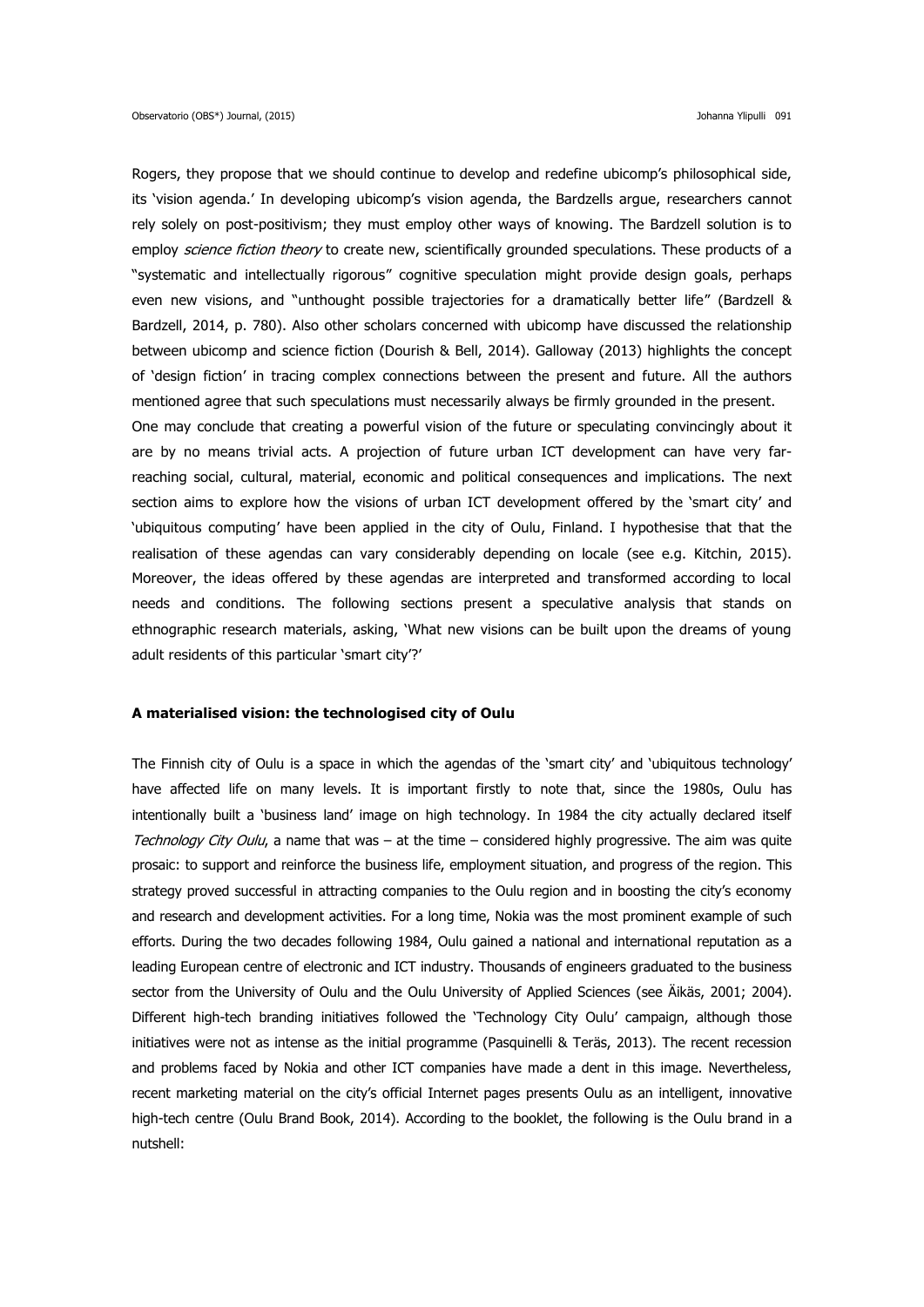Rogers, they propose that we should continue to develop and redefine ubicomp's philosophical side, its 'vision agenda.' In developing ubicomp's vision agenda, the Bardzells argue, researchers cannot rely solely on post-positivism; they must employ other ways of knowing. The Bardzell solution is to employ *science fiction theory* to create new, scientifically grounded speculations. These products of a "systematic and intellectually rigorous" cognitive speculation might provide design goals, perhaps even new visions, and "unthought possible trajectories for a dramatically better life" (Bardzell & Bardzell, 2014, p. 780). Also other scholars concerned with ubicomp have discussed the relationship between ubicomp and science fiction (Dourish & Bell, 2014). Galloway (2013) highlights the concept of 'design fiction' in tracing complex connections between the present and future. All the authors mentioned agree that such speculations must necessarily always be firmly grounded in the present.

One may conclude that creating a powerful vision of the future or speculating convincingly about it are by no means trivial acts. A projection of future urban ICT development can have very far-reaching social, cultural, material, economic and political consequences and implications. The next section aims to explore how the visions of urban ICT development offered by the 'smart city' and 'ubiquitous computing' have been applied in the city of Oulu, Finland. I hypothesise that that the realisation of these agendas can vary considerably depending on locale (see e.g. Kitchin, 2015). Moreover, the ideas offered by these agendas are interpreted and transformed according to local needs and conditions. The following sections present a speculative analysis that stands on ethnographic research materials, asking, 'What new visions can be built upon the dreams of young adult residents of this particular 'smart city'?'

## A materialised vision: the technologised city of Oulu

The Finnish city of Oulu is a space in which the agendas of the 'smart city' and 'ubiquitous technology' have affected life on many levels. It is important firstly to note that, since the 1980s, Oulu has intentionally built a 'business land' image on high technology. In 1984 the city actually declared itself *Technology City Oulu*, a name that was – at the time – considered highly progressive. The aim was quite prosaic: to support and reinforce the business life, employment situation, and progress of the region. This strategy proved successful in attracting companies to the Oulu region and in boosting the city's economy and research and development activities. For a long time, Nokia was the most prominent example of such efforts. During the two decades following 1984, Oulu gained a national and international reputation as a leading European centre of electronic and ICT industry. Thousands of engineers graduated to the business sector from the University of Oulu and the Oulu University of Applied Sciences (see Äikäs, 2001; 2004). Different high-tech branding initiatives followed the 'Technology City Oulu' campaign, although those initiatives were not as intense as the initial programme (Pasquinelli & Teräs, 2013). The recent recession and problems faced by Nokia and other ICT companies have made a dent in this image. Nevertheless, recent marketing material on the city's official Internet pages presents Oulu as an intelligent, innovative high-tech centre (Oulu Brand Book, 2014). According to the booklet, the following is the Oulu brand in a nutshell: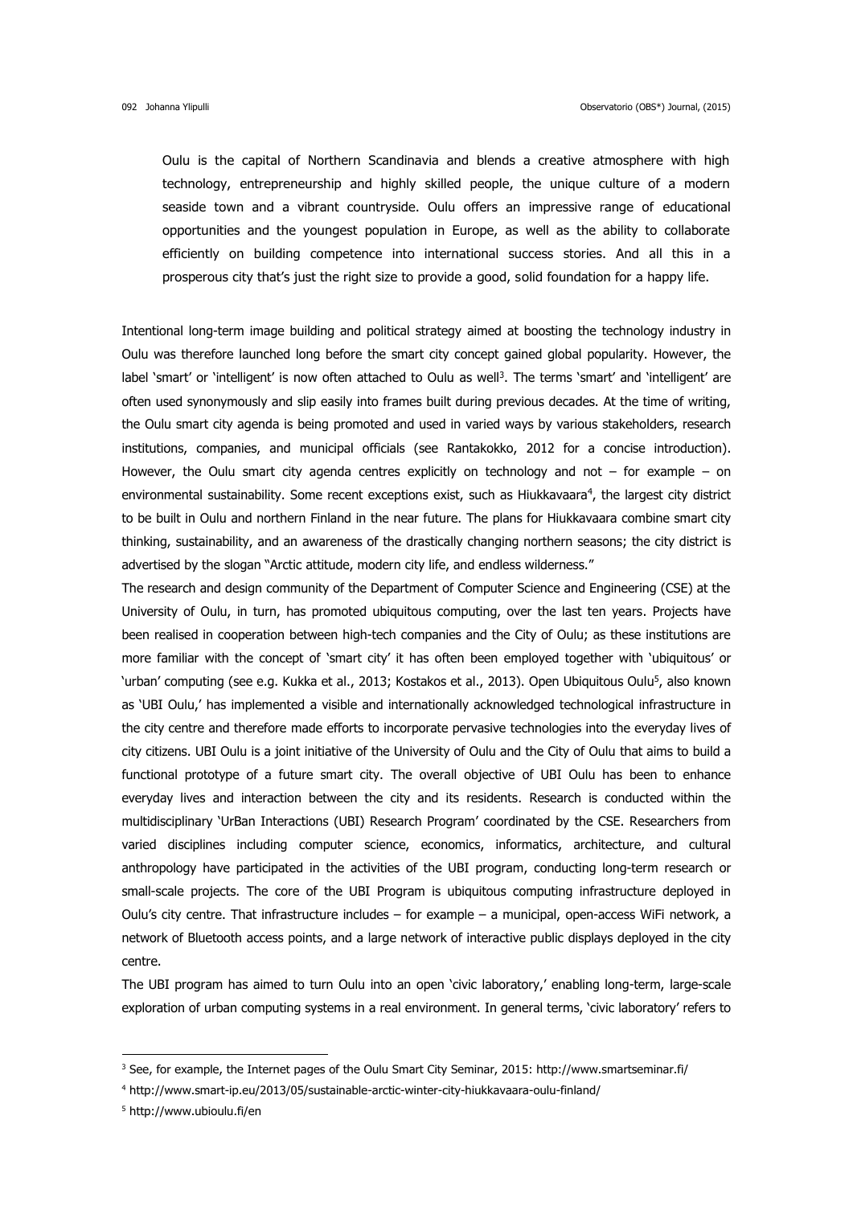> Oulu is the capital of Northern Scandinavia and blends a creative atmosphere with high technology, entrepreneurship and highly skilled people, the unique culture of a modern seaside town and a vibrant countryside. Oulu offers an impressive range of educational opportunities and the youngest population in Europe, as well as the ability to collaborate efficiently on building competence into international success stories. And all this in a prosperous city that's just the right size to provide a good, solid foundation for a happy life.

Intentional long-term image building and political strategy aimed at boosting the technology industry in Oulu was therefore launched long before the smart city concept gained global popularity. However, the label 'smart' or 'intelligent' is now often attached to Oulu as well[3]. The terms 'smart' and 'intelligent' are often used synonymously and slip easily into frames built during previous decades. At the time of writing, the Oulu smart city agenda is being promoted and used in varied ways by various stakeholders, research institutions, companies, and municipal officials (see Rantakokko, 2012 for a concise introduction). However, the Oulu smart city agenda centres explicitly on technology and not – for example – on environmental sustainability. Some recent exceptions exist, such as Hiukkavaara[4], the largest city district to be built in Oulu and northern Finland in the near future. The plans for Hiukkavaara combine smart city thinking, sustainability, and an awareness of the drastically changing northern seasons; the city district is advertised by the slogan "Arctic attitude, modern city life, and endless wilderness."

The research and design community of the Department of Computer Science and Engineering (CSE) at the University of Oulu, in turn, has promoted ubiquitous computing, over the last ten years. Projects have been realised in cooperation between high-tech companies and the City of Oulu; as these institutions are more familiar with the concept of 'smart city' it has often been employed together with 'ubiquitous' or 'urban' computing (see e.g. Kukka et al., 2013; Kostakos et al., 2013). Open Ubiquitous Oulu[5], also known as 'UBI Oulu,' has implemented a visible and internationally acknowledged technological infrastructure in the city centre and therefore made efforts to incorporate pervasive technologies into the everyday lives of city citizens. UBI Oulu is a joint initiative of the University of Oulu and the City of Oulu that aims to build a functional prototype of a future smart city. The overall objective of UBI Oulu has been to enhance everyday lives and interaction between the city and its residents. Research is conducted within the multidisciplinary 'UrBan Interactions (UBI) Research Program' coordinated by the CSE. Researchers from varied disciplines including computer science, economics, informatics, architecture, and cultural anthropology have participated in the activities of the UBI program, conducting long-term research or small-scale projects. The core of the UBI Program is ubiquitous computing infrastructure deployed in Oulu's city centre. That infrastructure includes – for example – a municipal, open-access WiFi network, a network of Bluetooth access points, and a large network of interactive public displays deployed in the city centre.

The UBI program has aimed to turn Oulu into an open 'civic laboratory,' enabling long-term, large-scale exploration of urban computing systems in a real environment. In general terms, 'civic laboratory' refers to

---

[3] See, for example, the Internet pages of the Oulu Smart City Seminar, 2015: http://www.smartseminar.fi/

[4] http://www.smart-ip.eu/2013/05/sustainable-arctic-winter-city-hiukkavaara-oulu-finland/

[5] http://www.ubioulu.fi/en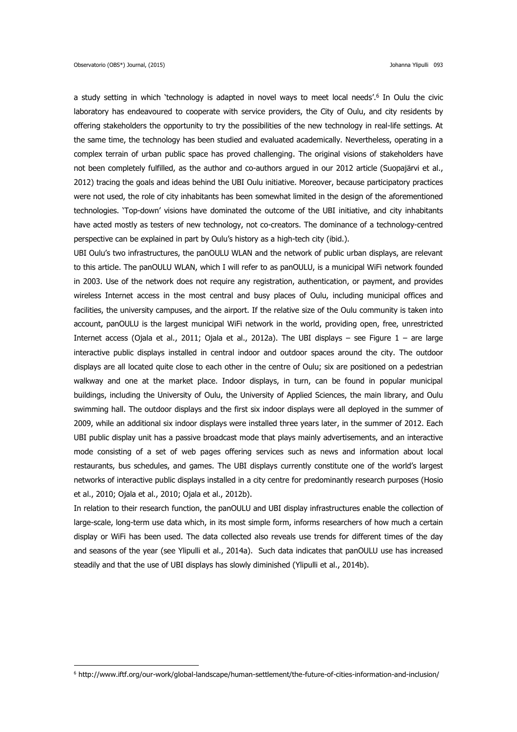a study setting in which 'technology is adapted in novel ways to meet local needs'.[6] In Oulu the civic laboratory has endeavoured to cooperate with service providers, the City of Oulu, and city residents by offering stakeholders the opportunity to try the possibilities of the new technology in real-life settings. At the same time, the technology has been studied and evaluated academically. Nevertheless, operating in a complex terrain of urban public space has proved challenging. The original visions of stakeholders have not been completely fulfilled, as the author and co-authors argued in our 2012 article (Suopajärvi et al., 2012) tracing the goals and ideas behind the UBI Oulu initiative. Moreover, because participatory practices were not used, the role of city inhabitants has been somewhat limited in the design of the aforementioned technologies. 'Top-down' visions have dominated the outcome of the UBI initiative, and city inhabitants have acted mostly as testers of new technology, not co-creators. The dominance of a technology-centred perspective can be explained in part by Oulu's history as a high-tech city (ibid.).

UBI Oulu's two infrastructures, the panOULU WLAN and the network of public urban displays, are relevant to this article. The panOULU WLAN, which I will refer to as panOULU, is a municipal WiFi network founded in 2003. Use of the network does not require any registration, authentication, or payment, and provides wireless Internet access in the most central and busy places of Oulu, including municipal offices and facilities, the university campuses, and the airport. If the relative size of the Oulu community is taken into account, panOULU is the largest municipal WiFi network in the world, providing open, free, unrestricted Internet access (Ojala et al., 2011; Ojala et al., 2012a). The UBI displays – see Figure 1 – are large interactive public displays installed in central indoor and outdoor spaces around the city. The outdoor displays are all located quite close to each other in the centre of Oulu; six are positioned on a pedestrian walkway and one at the market place. Indoor displays, in turn, can be found in popular municipal buildings, including the University of Oulu, the University of Applied Sciences, the main library, and Oulu swimming hall. The outdoor displays and the first six indoor displays were all deployed in the summer of 2009, while an additional six indoor displays were installed three years later, in the summer of 2012. Each UBI public display unit has a passive broadcast mode that plays mainly advertisements, and an interactive mode consisting of a set of web pages offering services such as news and information about local restaurants, bus schedules, and games. The UBI displays currently constitute one of the world's largest networks of interactive public displays installed in a city centre for predominantly research purposes (Hosio et al., 2010; Ojala et al., 2010; Ojala et al., 2012b).

In relation to their research function, the panOULU and UBI display infrastructures enable the collection of large-scale, long-term use data which, in its most simple form, informs researchers of how much a certain display or WiFi has been used. The data collected also reveals use trends for different times of the day and seasons of the year (see Ylipulli et al., 2014a). Such data indicates that panOULU use has increased steadily and that the use of UBI displays has slowly diminished (Ylipulli et al., 2014b).

[6] http://www.iftf.org/our-work/global-landscape/human-settlement/the-future-of-cities-information-and-inclusion/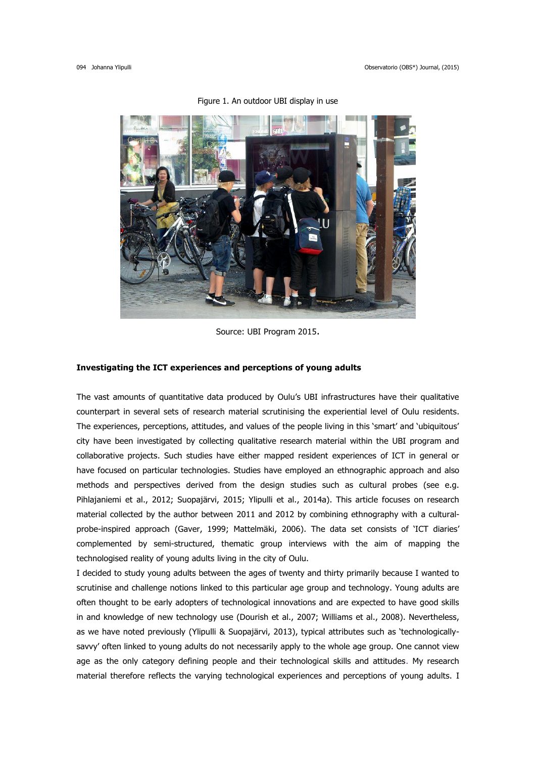Figure 1. An outdoor UBI display in use

Source: UBI Program 2015.

**Investigating the ICT experiences and perceptions of young adults**

The vast amounts of quantitative data produced by Oulu's UBI infrastructures have their qualitative counterpart in several sets of research material scrutinising the experiential level of Oulu residents. The experiences, perceptions, attitudes, and values of the people living in this 'smart' and 'ubiquitous' city have been investigated by collecting qualitative research material within the UBI program and collaborative projects. Such studies have either mapped resident experiences of ICT in general or have focused on particular technologies. Studies have employed an ethnographic approach and also methods and perspectives derived from the design studies such as cultural probes (see e.g. Pihlajaniemi et al., 2012; Suopajärvi, 2015; Ylipulli et al., 2014a). This article focuses on research material collected by the author between 2011 and 2012 by combining ethnography with a cultural-probe-inspired approach (Gaver, 1999; Mattelmäki, 2006). The data set consists of 'ICT diaries' complemented by semi-structured, thematic group interviews with the aim of mapping the technologised reality of young adults living in the city of Oulu.

I decided to study young adults between the ages of twenty and thirty primarily because I wanted to scrutinise and challenge notions linked to this particular age group and technology. Young adults are often thought to be early adopters of technological innovations and are expected to have good skills in and knowledge of new technology use (Dourish et al., 2007; Williams et al., 2008). Nevertheless, as we have noted previously (Ylipulli & Suopajärvi, 2013), typical attributes such as 'technologically-savvy' often linked to young adults do not necessarily apply to the whole age group. One cannot view age as the only category defining people and their technological skills and attitudes. My research material therefore reflects the varying technological experiences and perceptions of young adults. I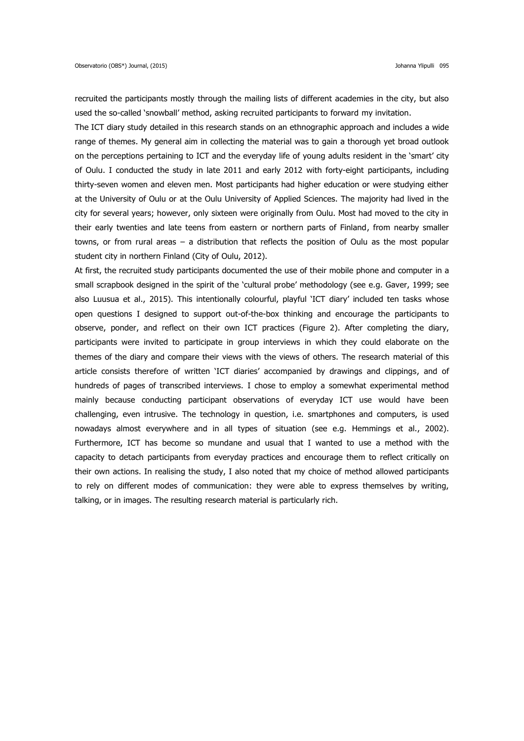recruited the participants mostly through the mailing lists of different academies in the city, but also used the so-called 'snowball' method, asking recruited participants to forward my invitation.

The ICT diary study detailed in this research stands on an ethnographic approach and includes a wide range of themes. My general aim in collecting the material was to gain a thorough yet broad outlook on the perceptions pertaining to ICT and the everyday life of young adults resident in the 'smart' city of Oulu. I conducted the study in late 2011 and early 2012 with forty-eight participants, including thirty-seven women and eleven men. Most participants had higher education or were studying either at the University of Oulu or at the Oulu University of Applied Sciences. The majority had lived in the city for several years; however, only sixteen were originally from Oulu. Most had moved to the city in their early twenties and late teens from eastern or northern parts of Finland, from nearby smaller towns, or from rural areas – a distribution that reflects the position of Oulu as the most popular student city in northern Finland (City of Oulu, 2012).

At first, the recruited study participants documented the use of their mobile phone and computer in a small scrapbook designed in the spirit of the 'cultural probe' methodology (see e.g. Gaver, 1999; see also Luusua et al., 2015). This intentionally colourful, playful 'ICT diary' included ten tasks whose open questions I designed to support out-of-the-box thinking and encourage the participants to observe, ponder, and reflect on their own ICT practices (Figure 2). After completing the diary, participants were invited to participate in group interviews in which they could elaborate on the themes of the diary and compare their views with the views of others. The research material of this article consists therefore of written 'ICT diaries' accompanied by drawings and clippings, and of hundreds of pages of transcribed interviews. I chose to employ a somewhat experimental method mainly because conducting participant observations of everyday ICT use would have been challenging, even intrusive. The technology in question, i.e. smartphones and computers, is used nowadays almost everywhere and in all types of situation (see e.g. Hemmings et al., 2002). Furthermore, ICT has become so mundane and usual that I wanted to use a method with the capacity to detach participants from everyday practices and encourage them to reflect critically on their own actions. In realising the study, I also noted that my choice of method allowed participants to rely on different modes of communication: they were able to express themselves by writing, talking, or in images. The resulting research material is particularly rich.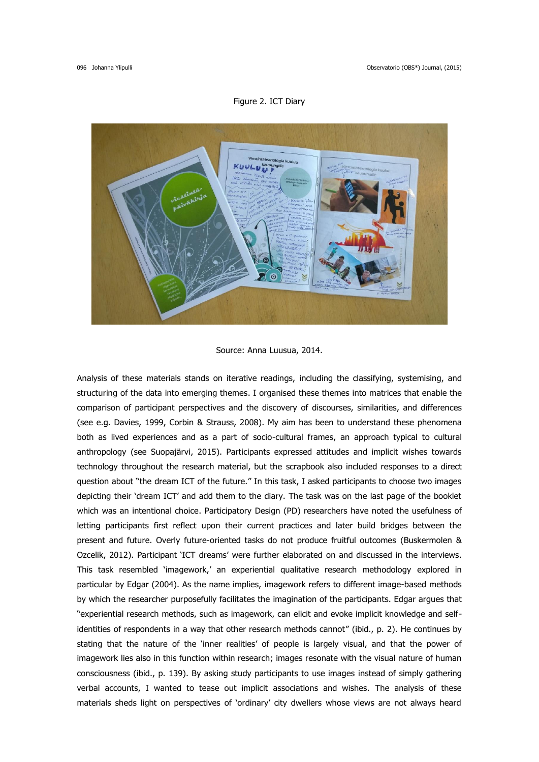Figure 2. ICT Diary

Source: Anna Luusua, 2014.

Analysis of these materials stands on iterative readings, including the classifying, systemising, and structuring of the data into emerging themes. I organised these themes into matrices that enable the comparison of participant perspectives and the discovery of discourses, similarities, and differences (see e.g. Davies, 1999, Corbin & Strauss, 2008). My aim has been to understand these phenomena both as lived experiences and as a part of socio-cultural frames, an approach typical to cultural anthropology (see Suopajärvi, 2015). Participants expressed attitudes and implicit wishes towards technology throughout the research material, but the scrapbook also included responses to a direct question about "the dream ICT of the future." In this task, I asked participants to choose two images depicting their 'dream ICT' and add them to the diary. The task was on the last page of the booklet which was an intentional choice. Participatory Design (PD) researchers have noted the usefulness of letting participants first reflect upon their current practices and later build bridges between the present and future. Overly future-oriented tasks do not produce fruitful outcomes (Buskermolen & Ozcelik, 2012). Participant 'ICT dreams' were further elaborated on and discussed in the interviews. This task resembled 'imagework,' an experiential qualitative research methodology explored in particular by Edgar (2004). As the name implies, imagework refers to different image-based methods by which the researcher purposefully facilitates the imagination of the participants. Edgar argues that "experiential research methods, such as imagework, can elicit and evoke implicit knowledge and self-identities of respondents in a way that other research methods cannot" (ibid., p. 2). He continues by stating that the nature of the 'inner realities' of people is largely visual, and that the power of imagework lies also in this function within research; images resonate with the visual nature of human consciousness (ibid., p. 139). By asking study participants to use images instead of simply gathering verbal accounts, I wanted to tease out implicit associations and wishes. The analysis of these materials sheds light on perspectives of 'ordinary' city dwellers whose views are not always heard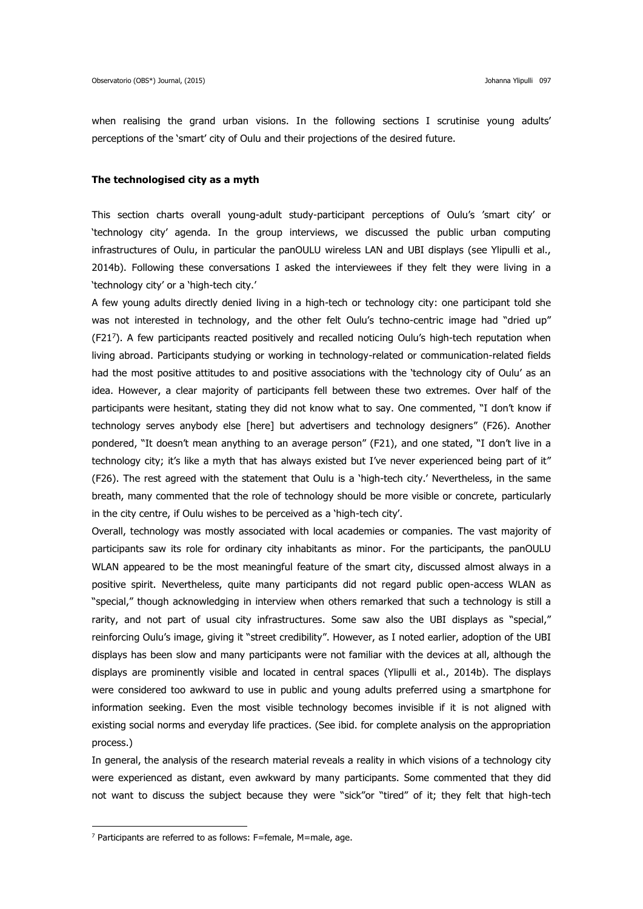when realising the grand urban visions. In the following sections I scrutinise young adults' perceptions of the 'smart' city of Oulu and their projections of the desired future.

**The technologised city as a myth**

This section charts overall young-adult study-participant perceptions of Oulu's 'smart city' or 'technology city' agenda. In the group interviews, we discussed the public urban computing infrastructures of Oulu, in particular the panOULU wireless LAN and UBI displays (see Ylipulli et al., 2014b). Following these conversations I asked the interviewees if they felt they were living in a 'technology city' or a 'high-tech city.'

A few young adults directly denied living in a high-tech or technology city: one participant told she was not interested in technology, and the other felt Oulu's techno-centric image had "dried up" (F21[7]). A few participants reacted positively and recalled noticing Oulu's high-tech reputation when living abroad. Participants studying or working in technology-related or communication-related fields had the most positive attitudes to and positive associations with the 'technology city of Oulu' as an idea. However, a clear majority of participants fell between these two extremes. Over half of the participants were hesitant, stating they did not know what to say. One commented, "I don't know if technology serves anybody else [here] but advertisers and technology designers" (F26). Another pondered, "It doesn't mean anything to an average person" (F21), and one stated, "I don't live in a technology city; it's like a myth that has always existed but I've never experienced being part of it" (F26). The rest agreed with the statement that Oulu is a 'high-tech city.' Nevertheless, in the same breath, many commented that the role of technology should be more visible or concrete, particularly in the city centre, if Oulu wishes to be perceived as a 'high-tech city'.

Overall, technology was mostly associated with local academies or companies. The vast majority of participants saw its role for ordinary city inhabitants as minor. For the participants, the panOULU WLAN appeared to be the most meaningful feature of the smart city, discussed almost always in a positive spirit. Nevertheless, quite many participants did not regard public open-access WLAN as "special," though acknowledging in interview when others remarked that such a technology is still a rarity, and not part of usual city infrastructures. Some saw also the UBI displays as "special," reinforcing Oulu's image, giving it "street credibility". However, as I noted earlier, adoption of the UBI displays has been slow and many participants were not familiar with the devices at all, although the displays are prominently visible and located in central spaces (Ylipulli et al., 2014b). The displays were considered too awkward to use in public and young adults preferred using a smartphone for information seeking. Even the most visible technology becomes invisible if it is not aligned with existing social norms and everyday life practices. (See ibid. for complete analysis on the appropriation process.)

In general, the analysis of the research material reveals a reality in which visions of a technology city were experienced as distant, even awkward by many participants. Some commented that they did not want to discuss the subject because they were "sick"or "tired" of it; they felt that high-tech

---

[7] Participants are referred to as follows: F=female, M=male, age.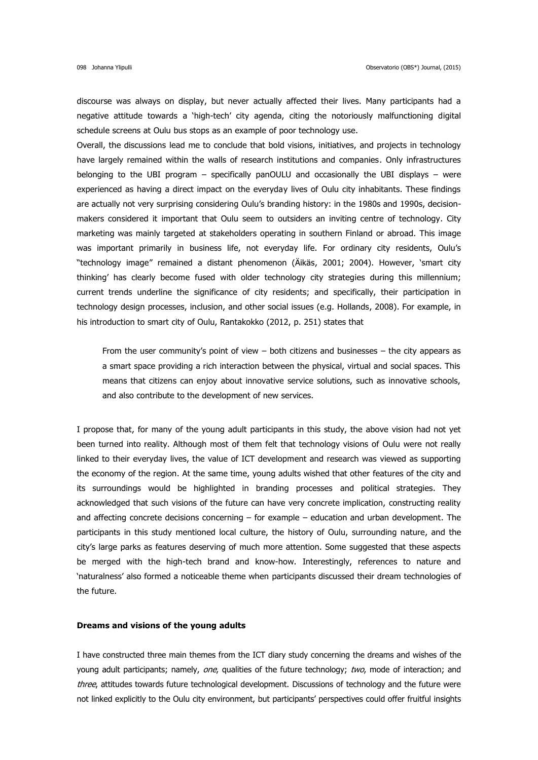discourse was always on display, but never actually affected their lives. Many participants had a negative attitude towards a 'high-tech' city agenda, citing the notoriously malfunctioning digital schedule screens at Oulu bus stops as an example of poor technology use.

Overall, the discussions lead me to conclude that bold visions, initiatives, and projects in technology have largely remained within the walls of research institutions and companies. Only infrastructures belonging to the UBI program – specifically panOULU and occasionally the UBI displays – were experienced as having a direct impact on the everyday lives of Oulu city inhabitants. These findings are actually not very surprising considering Oulu's branding history: in the 1980s and 1990s, decision-makers considered it important that Oulu seem to outsiders an inviting centre of technology. City marketing was mainly targeted at stakeholders operating in southern Finland or abroad. This image was important primarily in business life, not everyday life. For ordinary city residents, Oulu's "technology image" remained a distant phenomenon (Äikäs, 2001; 2004). However, 'smart city thinking' has clearly become fused with older technology city strategies during this millennium; current trends underline the significance of city residents; and specifically, their participation in technology design processes, inclusion, and other social issues (e.g. Hollands, 2008). For example, in his introduction to smart city of Oulu, Rantakokko (2012, p. 251) states that

> From the user community's point of view – both citizens and businesses – the city appears as a smart space providing a rich interaction between the physical, virtual and social spaces. This means that citizens can enjoy about innovative service solutions, such as innovative schools, and also contribute to the development of new services.

I propose that, for many of the young adult participants in this study, the above vision had not yet been turned into reality. Although most of them felt that technology visions of Oulu were not really linked to their everyday lives, the value of ICT development and research was viewed as supporting the economy of the region. At the same time, young adults wished that other features of the city and its surroundings would be highlighted in branding processes and political strategies. They acknowledged that such visions of the future can have very concrete implication, constructing reality and affecting concrete decisions concerning – for example – education and urban development. The participants in this study mentioned local culture, the history of Oulu, surrounding nature, and the city's large parks as features deserving of much more attention. Some suggested that these aspects be merged with the high-tech brand and know-how. Interestingly, references to nature and 'naturalness' also formed a noticeable theme when participants discussed their dream technologies of the future.

### Dreams and visions of the young adults

I have constructed three main themes from the ICT diary study concerning the dreams and wishes of the young adult participants; namely, *one*, qualities of the future technology; *two*, mode of interaction; and *three*, attitudes towards future technological development. Discussions of technology and the future were not linked explicitly to the Oulu city environment, but participants' perspectives could offer fruitful insights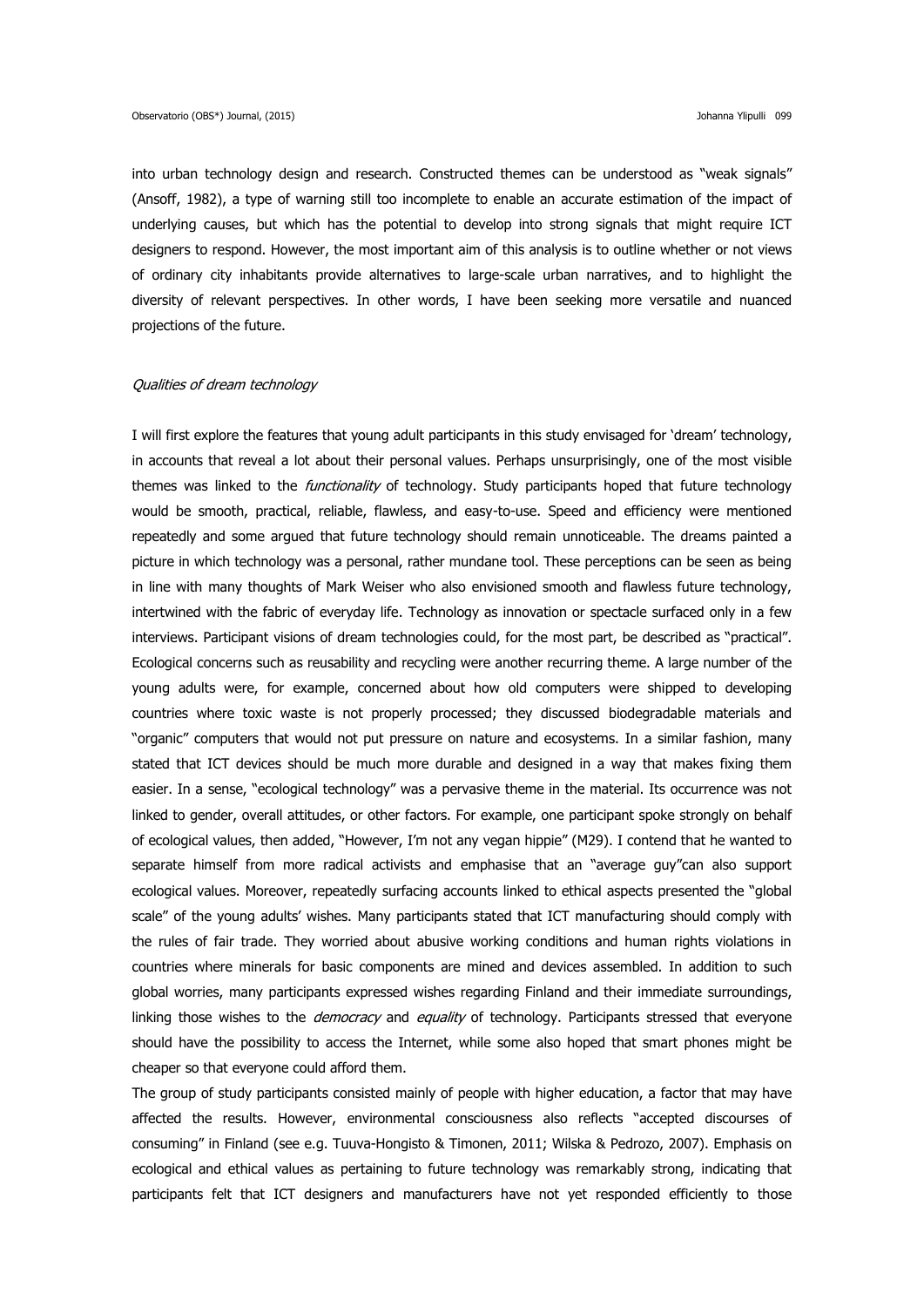into urban technology design and research. Constructed themes can be understood as "weak signals" (Ansoff, 1982), a type of warning still too incomplete to enable an accurate estimation of the impact of underlying causes, but which has the potential to develop into strong signals that might require ICT designers to respond. However, the most important aim of this analysis is to outline whether or not views of ordinary city inhabitants provide alternatives to large-scale urban narratives, and to highlight the diversity of relevant perspectives. In other words, I have been seeking more versatile and nuanced projections of the future.

*Qualities of dream technology*

I will first explore the features that young adult participants in this study envisaged for 'dream' technology, in accounts that reveal a lot about their personal values. Perhaps unsurprisingly, one of the most visible themes was linked to the *functionality* of technology. Study participants hoped that future technology would be smooth, practical, reliable, flawless, and easy-to-use. Speed and efficiency were mentioned repeatedly and some argued that future technology should remain unnoticeable. The dreams painted a picture in which technology was a personal, rather mundane tool. These perceptions can be seen as being in line with many thoughts of Mark Weiser who also envisioned smooth and flawless future technology, intertwined with the fabric of everyday life. Technology as innovation or spectacle surfaced only in a few interviews. Participant visions of dream technologies could, for the most part, be described as "practical". Ecological concerns such as reusability and recycling were another recurring theme. A large number of the young adults were, for example, concerned about how old computers were shipped to developing countries where toxic waste is not properly processed; they discussed biodegradable materials and "organic" computers that would not put pressure on nature and ecosystems. In a similar fashion, many stated that ICT devices should be much more durable and designed in a way that makes fixing them easier. In a sense, "ecological technology" was a pervasive theme in the material. Its occurrence was not linked to gender, overall attitudes, or other factors. For example, one participant spoke strongly on behalf of ecological values, then added, "However, I'm not any vegan hippie" (M29). I contend that he wanted to separate himself from more radical activists and emphasise that an "average guy"can also support ecological values. Moreover, repeatedly surfacing accounts linked to ethical aspects presented the "global scale" of the young adults' wishes. Many participants stated that ICT manufacturing should comply with the rules of fair trade. They worried about abusive working conditions and human rights violations in countries where minerals for basic components are mined and devices assembled. In addition to such global worries, many participants expressed wishes regarding Finland and their immediate surroundings, linking those wishes to the *democracy* and *equality* of technology. Participants stressed that everyone should have the possibility to access the Internet, while some also hoped that smart phones might be cheaper so that everyone could afford them.

The group of study participants consisted mainly of people with higher education, a factor that may have affected the results. However, environmental consciousness also reflects "accepted discourses of consuming" in Finland (see e.g. Tuuva-Hongisto & Timonen, 2011; Wilska & Pedrozo, 2007). Emphasis on ecological and ethical values as pertaining to future technology was remarkably strong, indicating that participants felt that ICT designers and manufacturers have not yet responded efficiently to those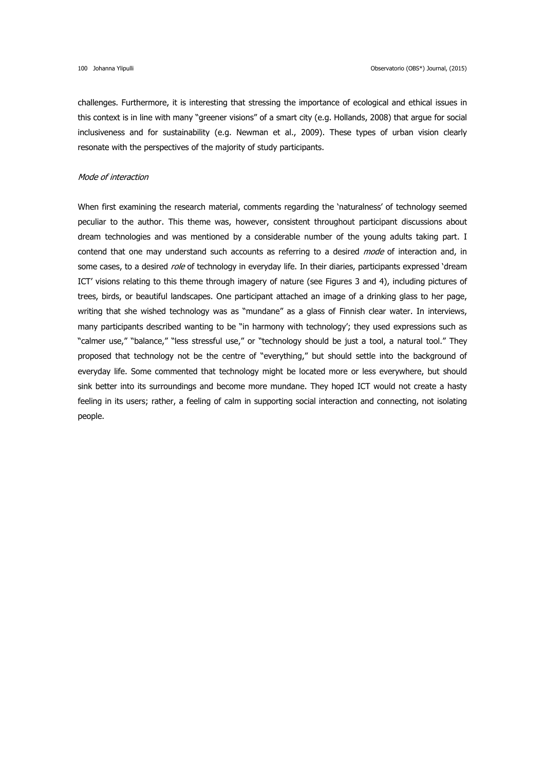challenges. Furthermore, it is interesting that stressing the importance of ecological and ethical issues in this context is in line with many "greener visions" of a smart city (e.g. Hollands, 2008) that argue for social inclusiveness and for sustainability (e.g. Newman et al., 2009). These types of urban vision clearly resonate with the perspectives of the majority of study participants.

*Mode of interaction*

When first examining the research material, comments regarding the 'naturalness' of technology seemed peculiar to the author. This theme was, however, consistent throughout participant discussions about dream technologies and was mentioned by a considerable number of the young adults taking part. I contend that one may understand such accounts as referring to a desired *mode* of interaction and, in some cases, to a desired *role* of technology in everyday life. In their diaries, participants expressed 'dream ICT' visions relating to this theme through imagery of nature (see Figures 3 and 4), including pictures of trees, birds, or beautiful landscapes. One participant attached an image of a drinking glass to her page, writing that she wished technology was as "mundane" as a glass of Finnish clear water. In interviews, many participants described wanting to be "in harmony with technology'; they used expressions such as "calmer use," "balance," "less stressful use," or "technology should be just a tool, a natural tool." They proposed that technology not be the centre of "everything," but should settle into the background of everyday life. Some commented that technology might be located more or less everywhere, but should sink better into its surroundings and become more mundane. They hoped ICT would not create a hasty feeling in its users; rather, a feeling of calm in supporting social interaction and connecting, not isolating people.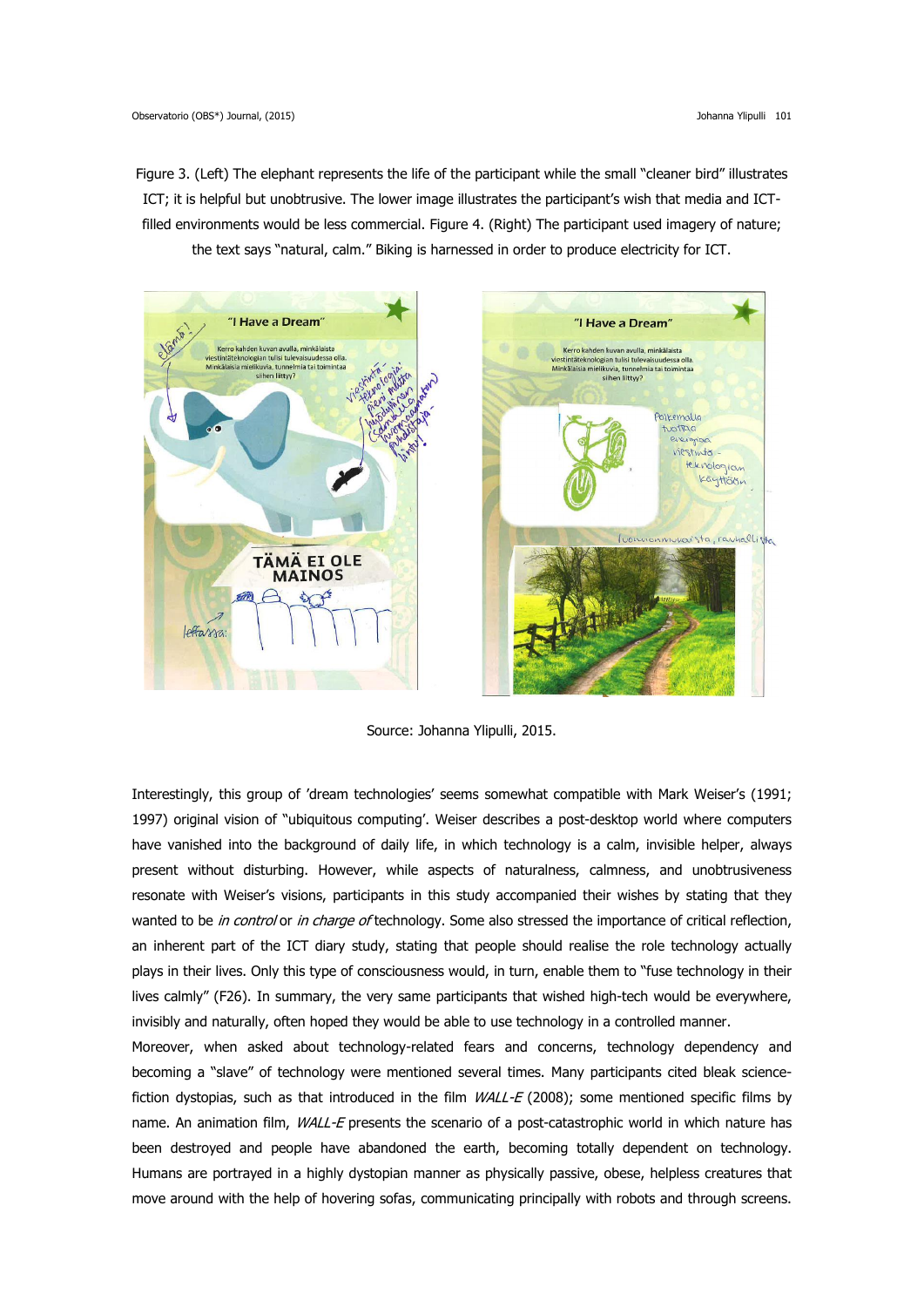Figure 3. (Left) The elephant represents the life of the participant while the small "cleaner bird" illustrates ICT; it is helpful but unobtrusive. The lower image illustrates the participant's wish that media and ICT-filled environments would be less commercial. Figure 4. (Right) The participant used imagery of nature; the text says "natural, calm." Biking is harnessed in order to produce electricity for ICT.

Source: Johanna Ylipulli, 2015.

Interestingly, this group of 'dream technologies' seems somewhat compatible with Mark Weiser's (1991; 1997) original vision of "ubiquitous computing'. Weiser describes a post-desktop world where computers have vanished into the background of daily life, in which technology is a calm, invisible helper, always present without disturbing. However, while aspects of naturalness, calmness, and unobtrusiveness resonate with Weiser's visions, participants in this study accompanied their wishes by stating that they wanted to be *in control* or *in charge of* technology. Some also stressed the importance of critical reflection, an inherent part of the ICT diary study, stating that people should realise the role technology actually plays in their lives. Only this type of consciousness would, in turn, enable them to "fuse technology in their lives calmly" (F26). In summary, the very same participants that wished high-tech would be everywhere, invisibly and naturally, often hoped they would be able to use technology in a controlled manner.

Moreover, when asked about technology-related fears and concerns, technology dependency and becoming a "slave" of technology were mentioned several times. Many participants cited bleak science-fiction dystopias, such as that introduced in the film *WALL-E* (2008); some mentioned specific films by name. An animation film, *WALL-E* presents the scenario of a post-catastrophic world in which nature has been destroyed and people have abandoned the earth, becoming totally dependent on technology. Humans are portrayed in a highly dystopian manner as physically passive, obese, helpless creatures that move around with the help of hovering sofas, communicating principally with robots and through screens.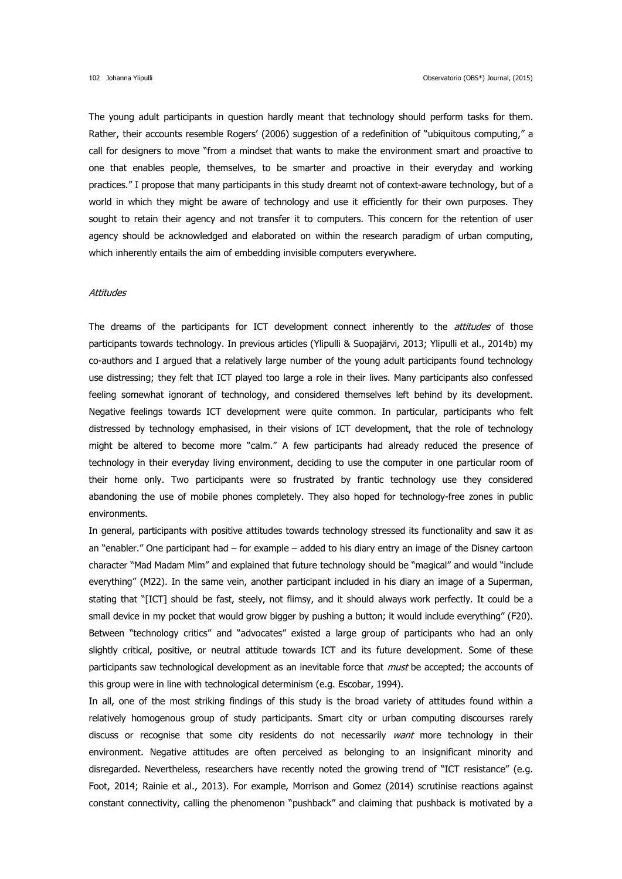The young adult participants in question hardly meant that technology should perform tasks for them. Rather, their accounts resemble Rogers' (2006) suggestion of a redefinition of "ubiquitous computing," a call for designers to move "from a mindset that wants to make the environment smart and proactive to one that enables people, themselves, to be smarter and proactive in their everyday and working practices." I propose that many participants in this study dreamt not of context-aware technology, but of a world in which they might be aware of technology and use it efficiently for their own purposes. They sought to retain their agency and not transfer it to computers. This concern for the retention of user agency should be acknowledged and elaborated on within the research paradigm of urban computing, which inherently entails the aim of embedding invisible computers everywhere.

### *Attitudes*

The dreams of the participants for ICT development connect inherently to the *attitudes* of those participants towards technology. In previous articles (Ylipulli & Suopajärvi, 2013; Ylipulli et al., 2014b) my co-authors and I argued that a relatively large number of the young adult participants found technology use distressing; they felt that ICT played too large a role in their lives. Many participants also confessed feeling somewhat ignorant of technology, and considered themselves left behind by its development. Negative feelings towards ICT development were quite common. In particular, participants who felt distressed by technology emphasised, in their visions of ICT development, that the role of technology might be altered to become more "calm." A few participants had already reduced the presence of technology in their everyday living environment, deciding to use the computer in one particular room of their home only. Two participants were so frustrated by frantic technology use they considered abandoning the use of mobile phones completely. They also hoped for technology-free zones in public environments.

In general, participants with positive attitudes towards technology stressed its functionality and saw it as an "enabler." One participant had – for example – added to his diary entry an image of the Disney cartoon character "Mad Madam Mim" and explained that future technology should be "magical" and would "include everything" (M22). In the same vein, another participant included in his diary an image of a Superman, stating that "[ICT] should be fast, steely, not flimsy, and it should always work perfectly. It could be a small device in my pocket that would grow bigger by pushing a button; it would include everything" (F20). Between "technology critics" and "advocates" existed a large group of participants who had an only slightly critical, positive, or neutral attitude towards ICT and its future development. Some of these participants saw technological development as an inevitable force that *must* be accepted; the accounts of this group were in line with technological determinism (e.g. Escobar, 1994).

In all, one of the most striking findings of this study is the broad variety of attitudes found within a relatively homogenous group of study participants. Smart city or urban computing discourses rarely discuss or recognise that some city residents do not necessarily *want* more technology in their environment. Negative attitudes are often perceived as belonging to an insignificant minority and disregarded. Nevertheless, researchers have recently noted the growing trend of "ICT resistance" (e.g. Foot, 2014; Rainie et al., 2013). For example, Morrison and Gomez (2014) scrutinise reactions against constant connectivity, calling the phenomenon "pushback" and claiming that pushback is motivated by a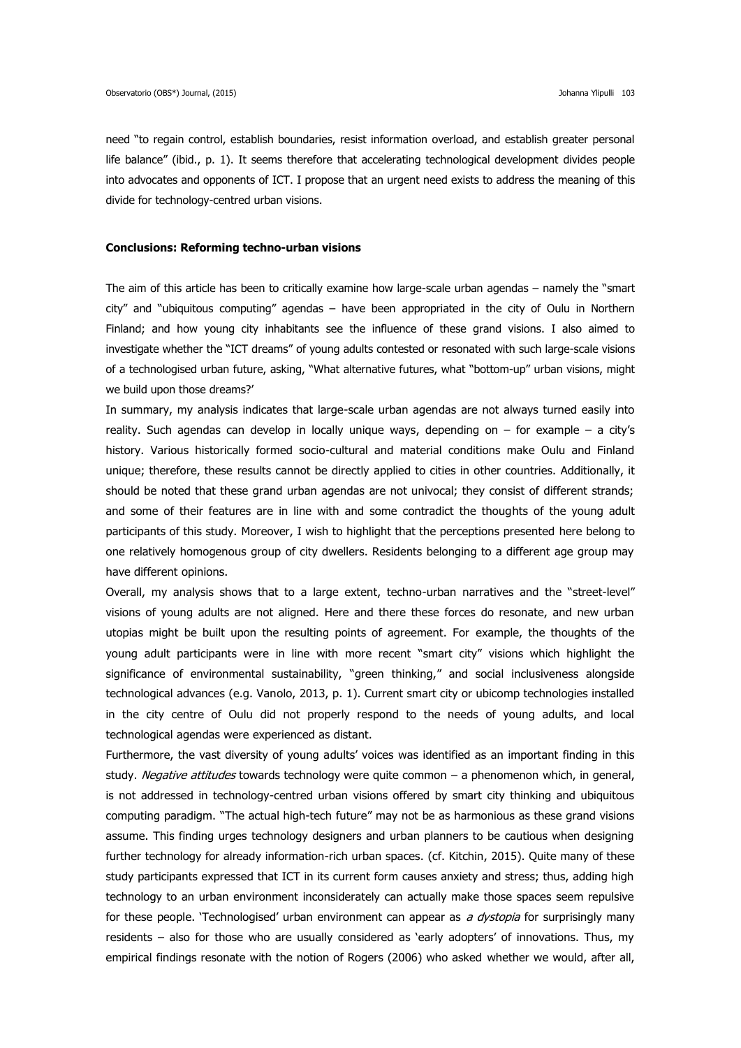need “to regain control, establish boundaries, resist information overload, and establish greater personal life balance” (ibid., p. 1). It seems therefore that accelerating technological development divides people into advocates and opponents of ICT. I propose that an urgent need exists to address the meaning of this divide for technology-centred urban visions.

## Conclusions: Reforming techno-urban visions

The aim of this article has been to critically examine how large-scale urban agendas – namely the “smart city” and “ubiquitous computing” agendas – have been appropriated in the city of Oulu in Northern Finland; and how young city inhabitants see the influence of these grand visions. I also aimed to investigate whether the “ICT dreams” of young adults contested or resonated with such large-scale visions of a technologised urban future, asking, “What alternative futures, what “bottom-up” urban visions, might we build upon those dreams?’

In summary, my analysis indicates that large-scale urban agendas are not always turned easily into reality. Such agendas can develop in locally unique ways, depending on – for example – a city’s history. Various historically formed socio-cultural and material conditions make Oulu and Finland unique; therefore, these results cannot be directly applied to cities in other countries. Additionally, it should be noted that these grand urban agendas are not univocal; they consist of different strands; and some of their features are in line with and some contradict the thoughts of the young adult participants of this study. Moreover, I wish to highlight that the perceptions presented here belong to one relatively homogenous group of city dwellers. Residents belonging to a different age group may have different opinions.

Overall, my analysis shows that to a large extent, techno-urban narratives and the “street-level” visions of young adults are not aligned. Here and there these forces do resonate, and new urban utopias might be built upon the resulting points of agreement. For example, the thoughts of the young adult participants were in line with more recent “smart city” visions which highlight the significance of environmental sustainability, “green thinking,” and social inclusiveness alongside technological advances (e.g. Vanolo, 2013, p. 1). Current smart city or ubicomp technologies installed in the city centre of Oulu did not properly respond to the needs of young adults, and local technological agendas were experienced as distant.

Furthermore, the vast diversity of young adults’ voices was identified as an important finding in this study. *Negative attitudes* towards technology were quite common – a phenomenon which, in general, is not addressed in technology-centred urban visions offered by smart city thinking and ubiquitous computing paradigm. “The actual high-tech future” may not be as harmonious as these grand visions assume. This finding urges technology designers and urban planners to be cautious when designing further technology for already information-rich urban spaces. (cf. Kitchin, 2015). Quite many of these study participants expressed that ICT in its current form causes anxiety and stress; thus, adding high technology to an urban environment inconsiderately can actually make those spaces seem repulsive for these people. ‘Technologised’ urban environment can appear as *a dystopia* for surprisingly many residents – also for those who are usually considered as ‘early adopters’ of innovations. Thus, my empirical findings resonate with the notion of Rogers (2006) who asked whether we would, after all,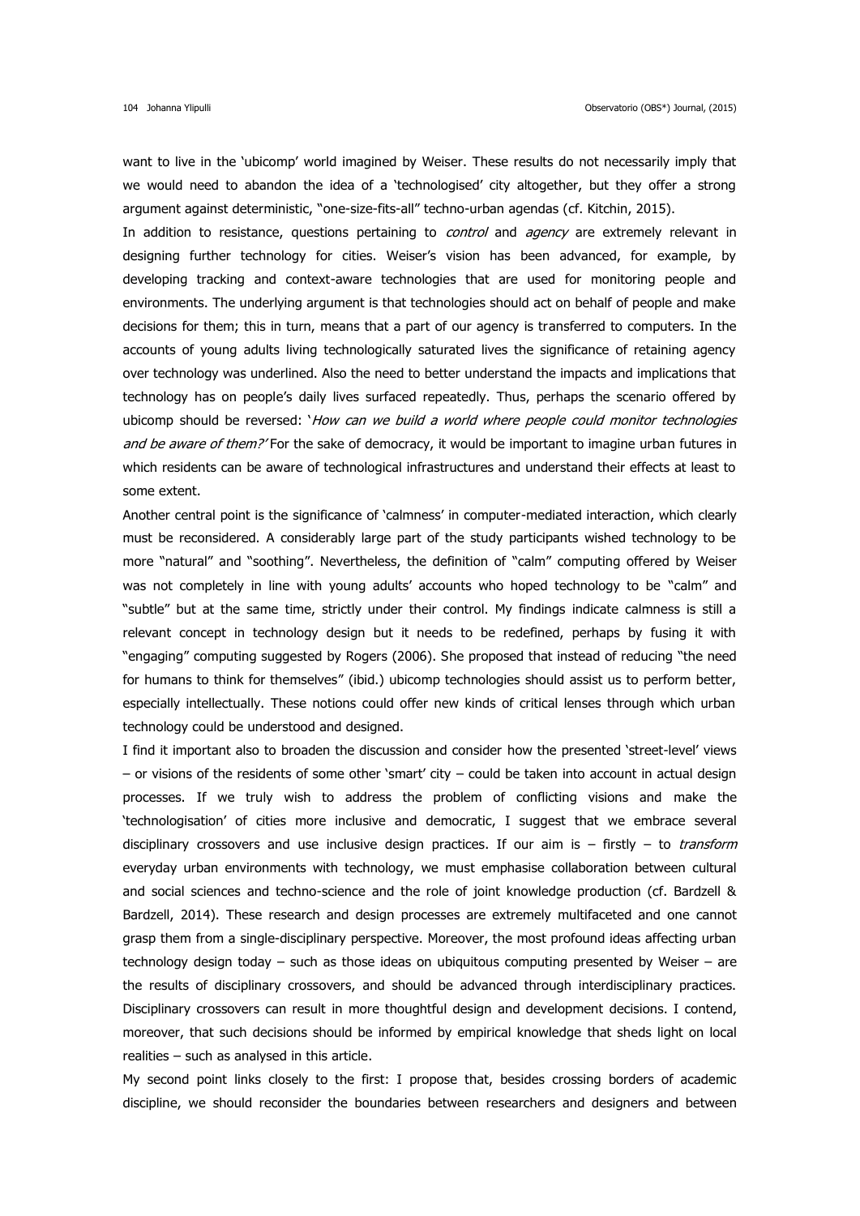want to live in the 'ubicomp' world imagined by Weiser. These results do not necessarily imply that we would need to abandon the idea of a 'technologised' city altogether, but they offer a strong argument against deterministic, "one-size-fits-all" techno-urban agendas (cf. Kitchin, 2015).

In addition to resistance, questions pertaining to *control* and *agency* are extremely relevant in designing further technology for cities. Weiser's vision has been advanced, for example, by developing tracking and context-aware technologies that are used for monitoring people and environments. The underlying argument is that technologies should act on behalf of people and make decisions for them; this in turn, means that a part of our agency is transferred to computers. In the accounts of young adults living technologically saturated lives the significance of retaining agency over technology was underlined. Also the need to better understand the impacts and implications that technology has on people's daily lives surfaced repeatedly. Thus, perhaps the scenario offered by ubicomp should be reversed: '*How can we build a world where people could monitor technologies and be aware of them?'* For the sake of democracy, it would be important to imagine urban futures in which residents can be aware of technological infrastructures and understand their effects at least to some extent.

Another central point is the significance of 'calmness' in computer-mediated interaction, which clearly must be reconsidered. A considerably large part of the study participants wished technology to be more "natural" and "soothing". Nevertheless, the definition of "calm" computing offered by Weiser was not completely in line with young adults' accounts who hoped technology to be "calm" and "subtle" but at the same time, strictly under their control. My findings indicate calmness is still a relevant concept in technology design but it needs to be redefined, perhaps by fusing it with "engaging" computing suggested by Rogers (2006). She proposed that instead of reducing "the need for humans to think for themselves" (ibid.) ubicomp technologies should assist us to perform better, especially intellectually. These notions could offer new kinds of critical lenses through which urban technology could be understood and designed.

I find it important also to broaden the discussion and consider how the presented 'street-level' views – or visions of the residents of some other 'smart' city – could be taken into account in actual design processes. If we truly wish to address the problem of conflicting visions and make the 'technologisation' of cities more inclusive and democratic, I suggest that we embrace several disciplinary crossovers and use inclusive design practices. If our aim is – firstly – to *transform* everyday urban environments with technology, we must emphasise collaboration between cultural and social sciences and techno-science and the role of joint knowledge production (cf. Bardzell & Bardzell, 2014). These research and design processes are extremely multifaceted and one cannot grasp them from a single-disciplinary perspective. Moreover, the most profound ideas affecting urban technology design today – such as those ideas on ubiquitous computing presented by Weiser – are the results of disciplinary crossovers, and should be advanced through interdisciplinary practices. Disciplinary crossovers can result in more thoughtful design and development decisions. I contend, moreover, that such decisions should be informed by empirical knowledge that sheds light on local realities – such as analysed in this article.

My second point links closely to the first: I propose that, besides crossing borders of academic discipline, we should reconsider the boundaries between researchers and designers and between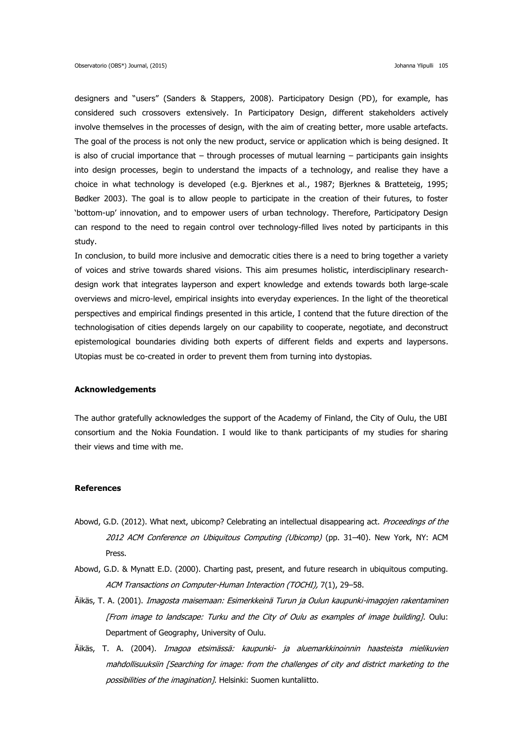designers and "users" (Sanders & Stappers, 2008). Participatory Design (PD), for example, has considered such crossovers extensively. In Participatory Design, different stakeholders actively involve themselves in the processes of design, with the aim of creating better, more usable artefacts. The goal of the process is not only the new product, service or application which is being designed. It is also of crucial importance that – through processes of mutual learning – participants gain insights into design processes, begin to understand the impacts of a technology, and realise they have a choice in what technology is developed (e.g. Bjerknes et al., 1987; Bjerknes & Bratteteig, 1995; Bødker 2003). The goal is to allow people to participate in the creation of their futures, to foster 'bottom-up' innovation, and to empower users of urban technology. Therefore, Participatory Design can respond to the need to regain control over technology-filled lives noted by participants in this study.

In conclusion, to build more inclusive and democratic cities there is a need to bring together a variety of voices and strive towards shared visions. This aim presumes holistic, interdisciplinary research-design work that integrates layperson and expert knowledge and extends towards both large-scale overviews and micro-level, empirical insights into everyday experiences. In the light of the theoretical perspectives and empirical findings presented in this article, I contend that the future direction of the technologisation of cities depends largely on our capability to cooperate, negotiate, and deconstruct epistemological boundaries dividing both experts of different fields and experts and laypersons. Utopias must be co-created in order to prevent them from turning into dystopias.

### Acknowledgements

The author gratefully acknowledges the support of the Academy of Finland, the City of Oulu, the UBI consortium and the Nokia Foundation. I would like to thank participants of my studies for sharing their views and time with me.

### References

Abowd, G.D. (2012). What next, ubicomp? Celebrating an intellectual disappearing act. *Proceedings of the 2012 ACM Conference on Ubiquitous Computing (Ubicomp)* (pp. 31–40). New York, NY: ACM Press.

Abowd, G.D. & Mynatt E.D. (2000). Charting past, present, and future research in ubiquitous computing. *ACM Transactions on Computer-Human Interaction (TOCHI),* 7(1), 29–58.

Äikäs, T. A. (2001). *Imagosta maisemaan: Esimerkkeinä Turun ja Oulun kaupunki-imagojen rakentaminen [From image to landscape: Turku and the City of Oulu as examples of image building]*. Oulu: Department of Geography, University of Oulu.

Äikäs, T. A. (2004). *Imagoa etsimässä: kaupunki- ja aluemarkkinoinnin haasteista mielikuvien mahdollisuuksiin [Searching for image: from the challenges of city and district marketing to the possibilities of the imagination]*. Helsinki: Suomen kuntaliitto.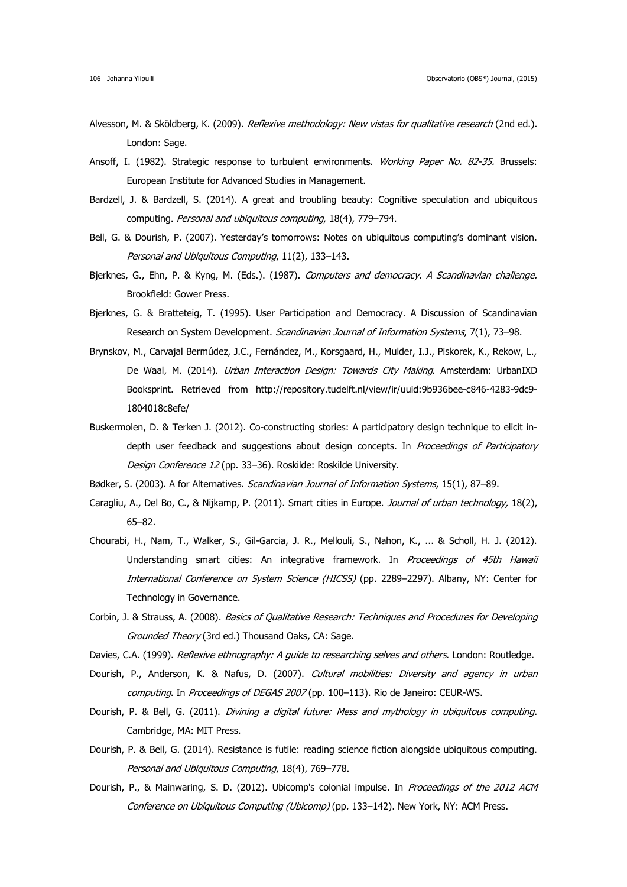Alvesson, M. & Sköldberg, K. (2009). *Reflexive methodology: New vistas for qualitative research* (2nd ed.). London: Sage.

Ansoff, I. (1982). Strategic response to turbulent environments. *Working Paper No. 82-35.* Brussels: European Institute for Advanced Studies in Management.

Bardzell, J. & Bardzell, S. (2014). A great and troubling beauty: Cognitive speculation and ubiquitous computing. *Personal and ubiquitous computing*, 18(4), 779–794.

Bell, G. & Dourish, P. (2007). Yesterday's tomorrows: Notes on ubiquitous computing's dominant vision. *Personal and Ubiquitous Computing*, 11(2), 133–143.

Bjerknes, G., Ehn, P. & Kyng, M. (Eds.). (1987). *Computers and democracy. A Scandinavian challenge.* Brookfield: Gower Press.

Bjerknes, G. & Bratteteig, T. (1995). User Participation and Democracy. A Discussion of Scandinavian Research on System Development. *Scandinavian Journal of Information Systems*, 7(1), 73–98.

Brynskov, M., Carvajal Bermúdez, J.C., Fernández, M., Korsgaard, H., Mulder, I.J., Piskorek, K., Rekow, L., De Waal, M. (2014). *Urban Interaction Design: Towards City Making*. Amsterdam: UrbanIXD Booksprint. Retrieved from http://repository.tudelft.nl/view/ir/uuid:9b936bee-c846-4283-9dc9-1804018c8efe/

Buskermolen, D. & Terken J. (2012). Co-constructing stories: A participatory design technique to elicit in-depth user feedback and suggestions about design concepts. In *Proceedings of Participatory Design Conference 12* (pp. 33–36). Roskilde: Roskilde University.

Bødker, S. (2003). A for Alternatives. *Scandinavian Journal of Information Systems*, 15(1), 87–89.

Caragliu, A., Del Bo, C., & Nijkamp, P. (2011). Smart cities in Europe. *Journal of urban technology,* 18(2), 65–82.

Chourabi, H., Nam, T., Walker, S., Gil-Garcia, J. R., Mellouli, S., Nahon, K., ... & Scholl, H. J. (2012). Understanding smart cities: An integrative framework. In *Proceedings of 45th Hawaii International Conference on System Science (HICSS)* (pp. 2289–2297). Albany, NY: Center for Technology in Governance.

Corbin, J. & Strauss, A. (2008). *Basics of Qualitative Research: Techniques and Procedures for Developing Grounded Theory* (3rd ed.) Thousand Oaks, CA: Sage.

Davies, C.A. (1999). *Reflexive ethnography: A guide to researching selves and others*. London: Routledge.

Dourish, P., Anderson, K. & Nafus, D. (2007). *Cultural mobilities: Diversity and agency in urban computing*. In *Proceedings of DEGAS 2007* (pp. 100–113). Rio de Janeiro: CEUR-WS.

Dourish, P. & Bell, G. (2011). *Divining a digital future: Mess and mythology in ubiquitous computing*. Cambridge, MA: MIT Press.

Dourish, P. & Bell, G. (2014). Resistance is futile: reading science fiction alongside ubiquitous computing. *Personal and Ubiquitous Computing*, 18(4), 769–778.

Dourish, P., & Mainwaring, S. D. (2012). Ubicomp's colonial impulse. In *Proceedings of the 2012 ACM Conference on Ubiquitous Computing (Ubicomp)* (pp. 133–142). New York, NY: ACM Press.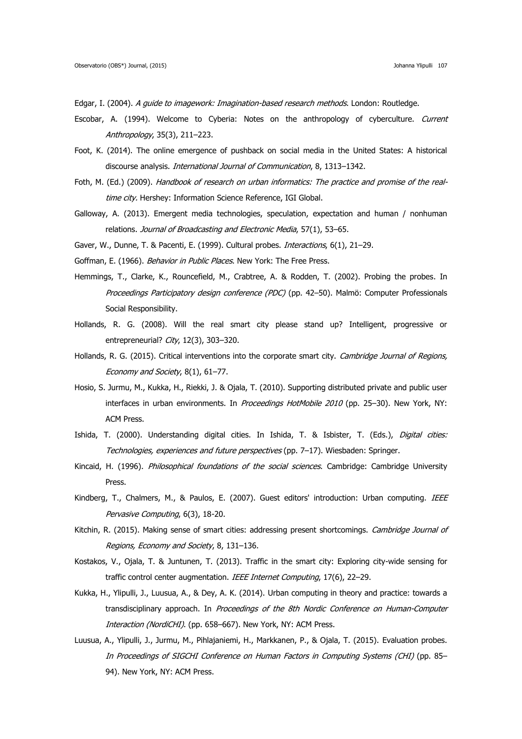Edgar, I. (2004). *A guide to imagework: Imagination-based research methods*. London: Routledge.

Escobar, A. (1994). Welcome to Cyberia: Notes on the anthropology of cyberculture. *Current Anthropology*, 35(3), 211–223.

Foot, K. (2014). The online emergence of pushback on social media in the United States: A historical discourse analysis. *International Journal of Communication*, 8, 1313–1342.

Foth, M. (Ed.) (2009). *Handbook of research on urban informatics: The practice and promise of the real-time city.* Hershey: Information Science Reference, IGI Global.

Galloway, A. (2013). Emergent media technologies, speculation, expectation and human / nonhuman relations. *Journal of Broadcasting and Electronic Media*, 57(1), 53–65.

Gaver, W., Dunne, T. & Pacenti, E. (1999). Cultural probes. *Interactions*, 6(1), 21–29.

Goffman, E. (1966). *Behavior in Public Places*. New York: The Free Press.

Hemmings, T., Clarke, K., Rouncefield, M., Crabtree, A. & Rodden, T. (2002). Probing the probes. In *Proceedings Participatory design conference (PDC)* (pp. 42–50). Malmö: Computer Professionals Social Responsibility.

Hollands, R. G. (2008). Will the real smart city please stand up? Intelligent, progressive or entrepreneurial? *City*, 12(3), 303–320.

Hollands, R. G. (2015). Critical interventions into the corporate smart city. *Cambridge Journal of Regions, Economy and Society*, 8(1), 61–77.

Hosio, S. Jurmu, M., Kukka, H., Riekki, J. & Ojala, T. (2010). Supporting distributed private and public user interfaces in urban environments. In *Proceedings HotMobile 2010* (pp. 25–30). New York, NY: ACM Press.

Ishida, T. (2000). Understanding digital cities. In Ishida, T. & Isbister, T. (Eds.), *Digital cities: Technologies, experiences and future perspectives* (pp. 7–17). Wiesbaden: Springer.

Kincaid, H. (1996). *Philosophical foundations of the social sciences*. Cambridge: Cambridge University Press.

Kindberg, T., Chalmers, M., & Paulos, E. (2007). Guest editors' introduction: Urban computing. *IEEE Pervasive Computing*, 6(3), 18-20.

Kitchin, R. (2015). Making sense of smart cities: addressing present shortcomings. *Cambridge Journal of Regions, Economy and Society*, 8, 131–136.

Kostakos, V., Ojala, T. & Juntunen, T. (2013). Traffic in the smart city: Exploring city-wide sensing for traffic control center augmentation. *IEEE Internet Computing*, 17(6), 22–29.

Kukka, H., Ylipulli, J., Luusua, A., & Dey, A. K. (2014). Urban computing in theory and practice: towards a transdisciplinary approach. In *Proceedings of the 8th Nordic Conference on Human-Computer Interaction (NordiCHI)*. (pp. 658–667). New York, NY: ACM Press.

Luusua, A., Ylipulli, J., Jurmu, M., Pihlajaniemi, H., Markkanen, P., & Ojala, T. (2015). Evaluation probes. *In Proceedings of SIGCHI Conference on Human Factors in Computing Systems (CHI)* (pp. 85–94). New York, NY: ACM Press.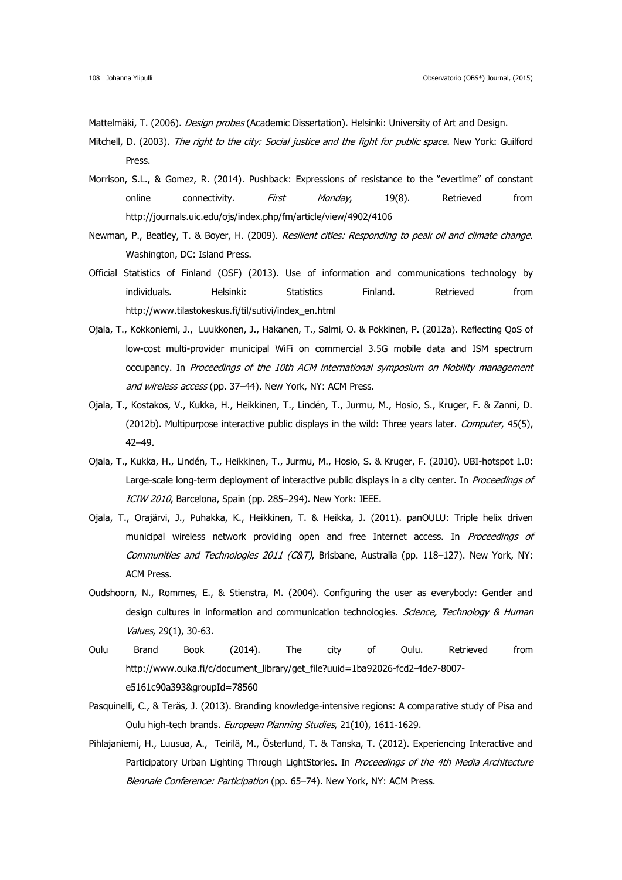Mattelmäki, T. (2006). *Design probes* (Academic Dissertation). Helsinki: University of Art and Design.

Mitchell, D. (2003). *The right to the city: Social justice and the fight for public space*. New York: Guilford Press.

Morrison, S.L., & Gomez, R. (2014). Pushback: Expressions of resistance to the "evertime" of constant online connectivity. *First Monday*, 19(8). Retrieved from http://journals.uic.edu/ojs/index.php/fm/article/view/4902/4106

Newman, P., Beatley, T. & Boyer, H. (2009). *Resilient cities: Responding to peak oil and climate change*. Washington, DC: Island Press.

Official Statistics of Finland (OSF) (2013). Use of information and communications technology by individuals. Helsinki: Statistics Finland. Retrieved from http://www.tilastokeskus.fi/til/sutivi/index_en.html

Ojala, T., Kokkoniemi, J., Luukkonen, J., Hakanen, T., Salmi, O. & Pokkinen, P. (2012a). Reflecting QoS of low-cost multi-provider municipal WiFi on commercial 3.5G mobile data and ISM spectrum occupancy. In *Proceedings of the 10th ACM international symposium on Mobility management and wireless access* (pp. 37–44). New York, NY: ACM Press.

Ojala, T., Kostakos, V., Kukka, H., Heikkinen, T., Lindén, T., Jurmu, M., Hosio, S., Kruger, F. & Zanni, D. (2012b). Multipurpose interactive public displays in the wild: Three years later. *Computer*, 45(5), 42–49.

Ojala, T., Kukka, H., Lindén, T., Heikkinen, T., Jurmu, M., Hosio, S. & Kruger, F. (2010). UBI-hotspot 1.0: Large-scale long-term deployment of interactive public displays in a city center. In *Proceedings of ICIW 2010*, Barcelona, Spain (pp. 285–294). New York: IEEE.

Ojala, T., Orajärvi, J., Puhakka, K., Heikkinen, T. & Heikka, J. (2011). panOULU: Triple helix driven municipal wireless network providing open and free Internet access. In *Proceedings of Communities and Technologies 2011 (C&T)*, Brisbane, Australia (pp. 118–127). New York, NY: ACM Press.

Oudshoorn, N., Rommes, E., & Stienstra, M. (2004). Configuring the user as everybody: Gender and design cultures in information and communication technologies. *Science, Technology & Human Values*, 29(1), 30-63.

Oulu Brand Book (2014). The city of Oulu. Retrieved from http://www.ouka.fi/c/document_library/get_file?uuid=1ba92026-fcd2-4de7-8007-e5161c90a393&groupId=78560

Pasquinelli, C., & Teräs, J. (2013). Branding knowledge-intensive regions: A comparative study of Pisa and Oulu high-tech brands. *European Planning Studies*, 21(10), 1611-1629.

Pihlajaniemi, H., Luusua, A., Teirilä, M., Österlund, T. & Tanska, T. (2012). Experiencing Interactive and Participatory Urban Lighting Through LightStories. In *Proceedings of the 4th Media Architecture Biennale Conference: Participation* (pp. 65–74). New York, NY: ACM Press.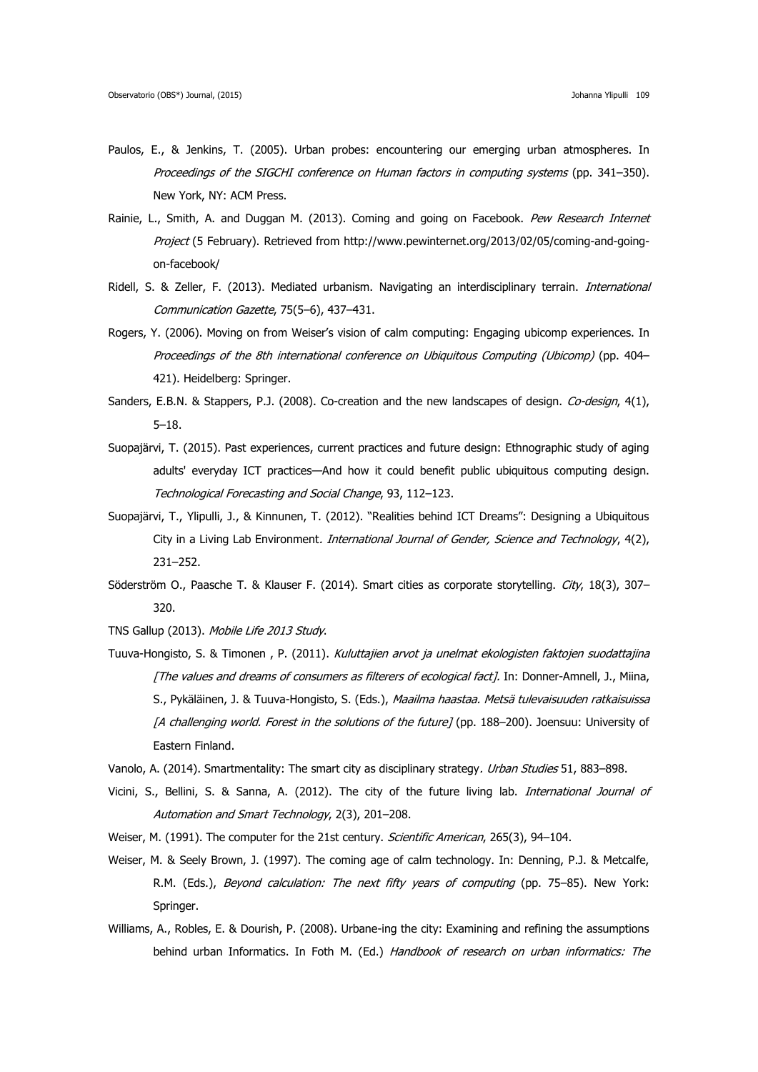Paulos, E., & Jenkins, T. (2005). Urban probes: encountering our emerging urban atmospheres. In *Proceedings of the SIGCHI conference on Human factors in computing systems* (pp. 341–350). New York, NY: ACM Press.

Rainie, L., Smith, A. and Duggan M. (2013). Coming and going on Facebook. *Pew Research Internet Project* (5 February). Retrieved from http://www.pewinternet.org/2013/02/05/coming-and-going-on-facebook/

Ridell, S. & Zeller, F. (2013). Mediated urbanism. Navigating an interdisciplinary terrain. *International Communication Gazette*, 75(5–6), 437–431.

Rogers, Y. (2006). Moving on from Weiser's vision of calm computing: Engaging ubicomp experiences. In *Proceedings of the 8th international conference on Ubiquitous Computing (Ubicomp)* (pp. 404–421). Heidelberg: Springer.

Sanders, E.B.N. & Stappers, P.J. (2008). Co-creation and the new landscapes of design. *Co-design*, 4(1), 5–18.

Suopajärvi, T. (2015). Past experiences, current practices and future design: Ethnographic study of aging adults' everyday ICT practices—And how it could benefit public ubiquitous computing design. *Technological Forecasting and Social Change*, 93, 112–123.

Suopajärvi, T., Ylipulli, J., & Kinnunen, T. (2012). "Realities behind ICT Dreams": Designing a Ubiquitous City in a Living Lab Environment. *International Journal of Gender, Science and Technology*, 4(2), 231–252.

Söderström O., Paasche T. & Klauser F. (2014). Smart cities as corporate storytelling. *City*, 18(3), 307–320.

TNS Gallup (2013). *Mobile Life 2013 Study*.

Tuuva-Hongisto, S. & Timonen , P. (2011). *Kuluttajien arvot ja unelmat ekologisten faktojen suodattajina [The values and dreams of consumers as filterers of ecological fact]*. In: Donner-Amnell, J., Miina, S., Pykäläinen, J. & Tuuva-Hongisto, S. (Eds.), *Maailma haastaa. Metsä tulevaisuuden ratkaisuissa [A challenging world. Forest in the solutions of the future]* (pp. 188–200). Joensuu: University of Eastern Finland.

Vanolo, A. (2014). Smartmentality: The smart city as disciplinary strategy. *Urban Studies* 51, 883–898.

Vicini, S., Bellini, S. & Sanna, A. (2012). The city of the future living lab. *International Journal of Automation and Smart Technology*, 2(3), 201–208.

Weiser, M. (1991). The computer for the 21st century. *Scientific American*, 265(3), 94–104.

Weiser, M. & Seely Brown, J. (1997). The coming age of calm technology. In: Denning, P.J. & Metcalfe, R.M. (Eds.), *Beyond calculation: The next fifty years of computing* (pp. 75–85). New York: Springer.

Williams, A., Robles, E. & Dourish, P. (2008). Urbane-ing the city: Examining and refining the assumptions behind urban Informatics. In Foth M. (Ed.) *Handbook of research on urban informatics: The*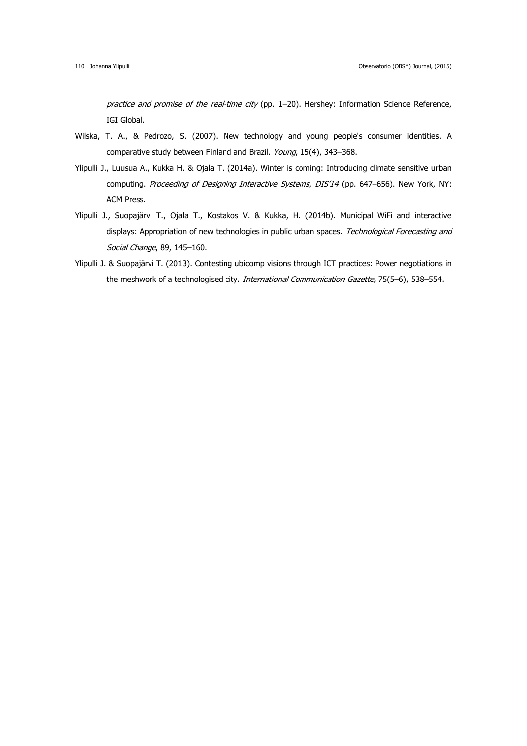*practice and promise of the real-time city* (pp. 1–20). Hershey: Information Science Reference, IGI Global.

Wilska, T. A., & Pedrozo, S. (2007). New technology and young people's consumer identities. A comparative study between Finland and Brazil. *Young*, 15(4), 343–368.

Ylipulli J., Luusua A., Kukka H. & Ojala T. (2014a). Winter is coming: Introducing climate sensitive urban computing. *Proceeding of Designing Interactive Systems, DIS'14* (pp. 647–656). New York, NY: ACM Press.

Ylipulli J., Suopajärvi T., Ojala T., Kostakos V. & Kukka, H. (2014b). Municipal WiFi and interactive displays: Appropriation of new technologies in public urban spaces. *Technological Forecasting and Social Change*, 89, 145–160.

Ylipulli J. & Suopajärvi T. (2013). Contesting ubicomp visions through ICT practices: Power negotiations in the meshwork of a technologised city. *International Communication Gazette,* 75(5–6), 538–554.